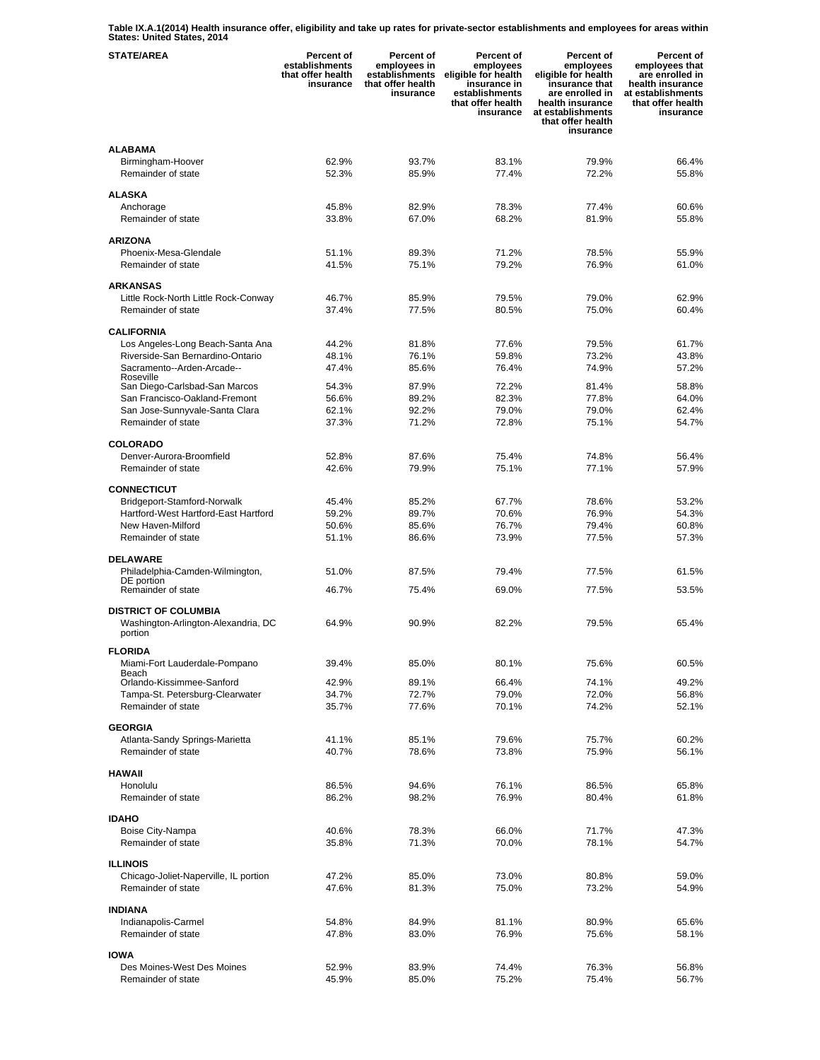**Table IX.A.1(2014) Health insurance offer, eligibility and take up rates for private-sector establishments and employees for areas within States: United States, 2014**

| STATE/AREA | Percent of establishments that offer health insurance | Percent of employees in establishments that offer health insurance | Percent of employees eligible for health insurance in establishments that offer health insurance | Percent of employees eligible for health insurance that are enrolled in health insurance at establishments that offer health insurance | Percent of employees that are enrolled in health insurance at establishments that offer health insurance |
|---|---|---|---|---|---|
| **ALABAMA** | | | | | |
| Birmingham-Hoover | 62.9% | 93.7% | 83.1% | 79.9% | 66.4% |
| Remainder of state | 52.3% | 85.9% | 77.4% | 72.2% | 55.8% |
| **ALASKA** | | | | | |
| Anchorage | 45.8% | 82.9% | 78.3% | 77.4% | 60.6% |
| Remainder of state | 33.8% | 67.0% | 68.2% | 81.9% | 55.8% |
| **ARIZONA** | | | | | |
| Phoenix-Mesa-Glendale | 51.1% | 89.3% | 71.2% | 78.5% | 55.9% |
| Remainder of state | 41.5% | 75.1% | 79.2% | 76.9% | 61.0% |
| **ARKANSAS** | | | | | |
| Little Rock-North Little Rock-Conway | 46.7% | 85.9% | 79.5% | 79.0% | 62.9% |
| Remainder of state | 37.4% | 77.5% | 80.5% | 75.0% | 60.4% |
| **CALIFORNIA** | | | | | |
| Los Angeles-Long Beach-Santa Ana | 44.2% | 81.8% | 77.6% | 79.5% | 61.7% |
| Riverside-San Bernardino-Ontario | 48.1% | 76.1% | 59.8% | 73.2% | 43.8% |
| Sacramento--Arden-Arcade--Roseville | 47.4% | 85.6% | 76.4% | 74.9% | 57.2% |
| San Diego-Carlsbad-San Marcos | 54.3% | 87.9% | 72.2% | 81.4% | 58.8% |
| San Francisco-Oakland-Fremont | 56.6% | 89.2% | 82.3% | 77.8% | 64.0% |
| San Jose-Sunnyvale-Santa Clara | 62.1% | 92.2% | 79.0% | 79.0% | 62.4% |
| Remainder of state | 37.3% | 71.2% | 72.8% | 75.1% | 54.7% |
| **COLORADO** | | | | | |
| Denver-Aurora-Broomfield | 52.8% | 87.6% | 75.4% | 74.8% | 56.4% |
| Remainder of state | 42.6% | 79.9% | 75.1% | 77.1% | 57.9% |
| **CONNECTICUT** | | | | | |
| Bridgeport-Stamford-Norwalk | 45.4% | 85.2% | 67.7% | 78.6% | 53.2% |
| Hartford-West Hartford-East Hartford | 59.2% | 89.7% | 70.6% | 76.9% | 54.3% |
| New Haven-Milford | 50.6% | 85.6% | 76.7% | 79.4% | 60.8% |
| Remainder of state | 51.1% | 86.6% | 73.9% | 77.5% | 57.3% |
| **DELAWARE** | | | | | |
| Philadelphia-Camden-Wilmington, DE portion | 51.0% | 87.5% | 79.4% | 77.5% | 61.5% |
| Remainder of state | 46.7% | 75.4% | 69.0% | 77.5% | 53.5% |
| **DISTRICT OF COLUMBIA** | | | | | |
| Washington-Arlington-Alexandria, DC portion | 64.9% | 90.9% | 82.2% | 79.5% | 65.4% |
| **FLORIDA** | | | | | |
| Miami-Fort Lauderdale-Pompano Beach | 39.4% | 85.0% | 80.1% | 75.6% | 60.5% |
| Orlando-Kissimmee-Sanford | 42.9% | 89.1% | 66.4% | 74.1% | 49.2% |
| Tampa-St. Petersburg-Clearwater | 34.7% | 72.7% | 79.0% | 72.0% | 56.8% |
| Remainder of state | 35.7% | 77.6% | 70.1% | 74.2% | 52.1% |
| **GEORGIA** | | | | | |
| Atlanta-Sandy Springs-Marietta | 41.1% | 85.1% | 79.6% | 75.7% | 60.2% |
| Remainder of state | 40.7% | 78.6% | 73.8% | 75.9% | 56.1% |
| **HAWAII** | | | | | |
| Honolulu | 86.5% | 94.6% | 76.1% | 86.5% | 65.8% |
| Remainder of state | 86.2% | 98.2% | 76.9% | 80.4% | 61.8% |
| **IDAHO** | | | | | |
| Boise City-Nampa | 40.6% | 78.3% | 66.0% | 71.7% | 47.3% |
| Remainder of state | 35.8% | 71.3% | 70.0% | 78.1% | 54.7% |
| **ILLINOIS** | | | | | |
| Chicago-Joliet-Naperville, IL portion | 47.2% | 85.0% | 73.0% | 80.8% | 59.0% |
| Remainder of state | 47.6% | 81.3% | 75.0% | 73.2% | 54.9% |
| **INDIANA** | | | | | |
| Indianapolis-Carmel | 54.8% | 84.9% | 81.1% | 80.9% | 65.6% |
| Remainder of state | 47.8% | 83.0% | 76.9% | 75.6% | 58.1% |
| **IOWA** | | | | | |
| Des Moines-West Des Moines | 52.9% | 83.9% | 74.4% | 76.3% | 56.8% |
| Remainder of state | 45.9% | 85.0% | 75.2% | 75.4% | 56.7% |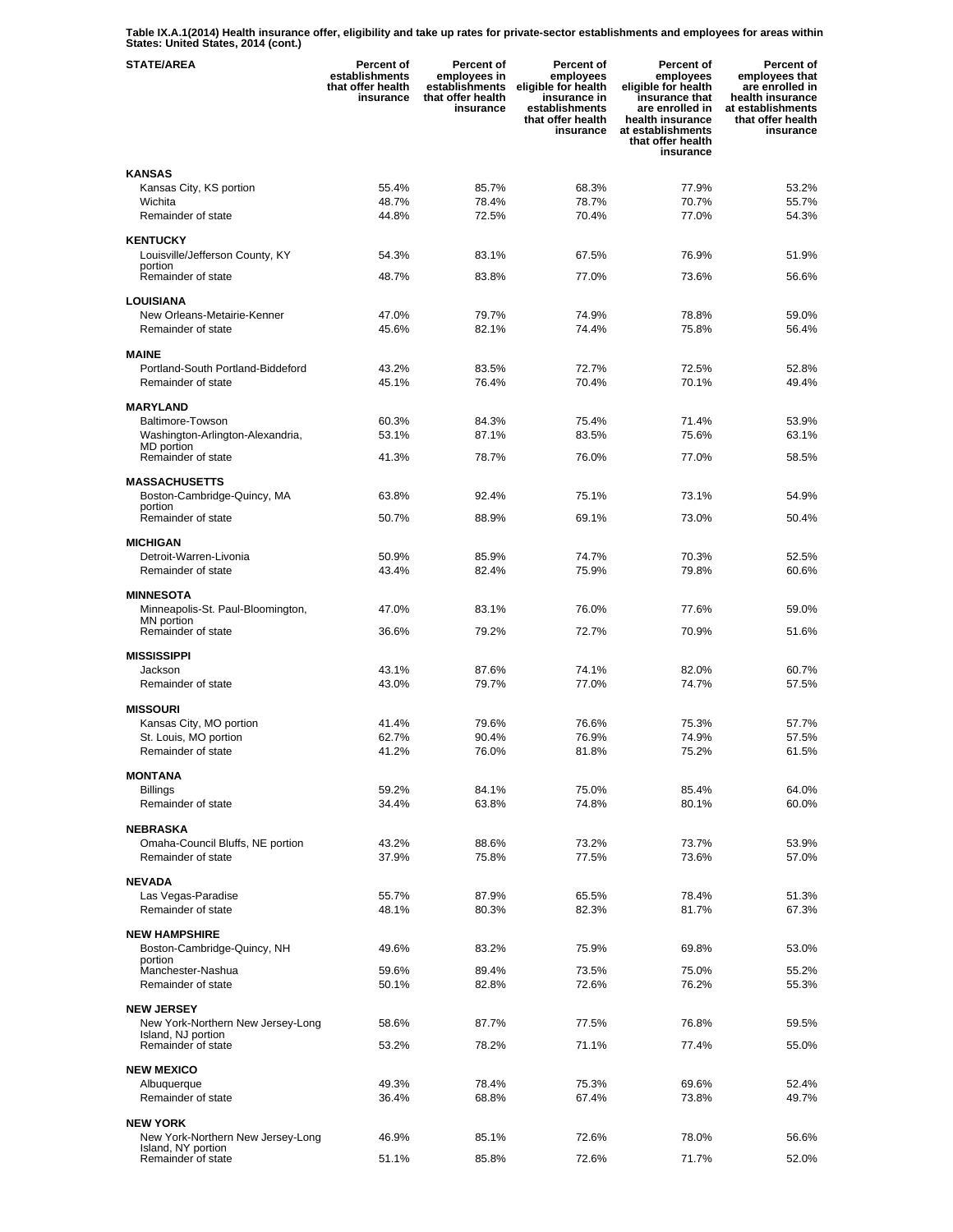**Table IX.A.1(2014) Health insurance offer, eligibility and take up rates for private-sector establishments and employees for areas within States: United States, 2014 (cont.)**

| STATE/AREA | Percent of establishments that offer health insurance | Percent of employees in establishments that offer health insurance | Percent of employees eligible for health insurance in establishments that offer health insurance | Percent of employees eligible for health insurance that are enrolled in health insurance at establishments that offer health insurance | Percent of employees that are enrolled in health insurance at establishments that offer health insurance |
|---|---|---|---|---|---|
| **KANSAS** | | | | | |
| Kansas City, KS portion | 55.4% | 85.7% | 68.3% | 77.9% | 53.2% |
| Wichita | 48.7% | 78.4% | 78.7% | 70.7% | 55.7% |
| Remainder of state | 44.8% | 72.5% | 70.4% | 77.0% | 54.3% |
| **KENTUCKY** | | | | | |
| Louisville/Jefferson County, KY portion | 54.3% | 83.1% | 67.5% | 76.9% | 51.9% |
| Remainder of state | 48.7% | 83.8% | 77.0% | 73.6% | 56.6% |
| **LOUISIANA** | | | | | |
| New Orleans-Metairie-Kenner | 47.0% | 79.7% | 74.9% | 78.8% | 59.0% |
| Remainder of state | 45.6% | 82.1% | 74.4% | 75.8% | 56.4% |
| **MAINE** | | | | | |
| Portland-South Portland-Biddeford | 43.2% | 83.5% | 72.7% | 72.5% | 52.8% |
| Remainder of state | 45.1% | 76.4% | 70.4% | 70.1% | 49.4% |
| **MARYLAND** | | | | | |
| Baltimore-Towson | 60.3% | 84.3% | 75.4% | 71.4% | 53.9% |
| Washington-Arlington-Alexandria, MD portion | 53.1% | 87.1% | 83.5% | 75.6% | 63.1% |
| Remainder of state | 41.3% | 78.7% | 76.0% | 77.0% | 58.5% |
| **MASSACHUSETTS** | | | | | |
| Boston-Cambridge-Quincy, MA portion | 63.8% | 92.4% | 75.1% | 73.1% | 54.9% |
| Remainder of state | 50.7% | 88.9% | 69.1% | 73.0% | 50.4% |
| **MICHIGAN** | | | | | |
| Detroit-Warren-Livonia | 50.9% | 85.9% | 74.7% | 70.3% | 52.5% |
| Remainder of state | 43.4% | 82.4% | 75.9% | 79.8% | 60.6% |
| **MINNESOTA** | | | | | |
| Minneapolis-St. Paul-Bloomington, MN portion | 47.0% | 83.1% | 76.0% | 77.6% | 59.0% |
| Remainder of state | 36.6% | 79.2% | 72.7% | 70.9% | 51.6% |
| **MISSISSIPPI** | | | | | |
| Jackson | 43.1% | 87.6% | 74.1% | 82.0% | 60.7% |
| Remainder of state | 43.0% | 79.7% | 77.0% | 74.7% | 57.5% |
| **MISSOURI** | | | | | |
| Kansas City, MO portion | 41.4% | 79.6% | 76.6% | 75.3% | 57.7% |
| St. Louis, MO portion | 62.7% | 90.4% | 76.9% | 74.9% | 57.5% |
| Remainder of state | 41.2% | 76.0% | 81.8% | 75.2% | 61.5% |
| **MONTANA** | | | | | |
| Billings | 59.2% | 84.1% | 75.0% | 85.4% | 64.0% |
| Remainder of state | 34.4% | 63.8% | 74.8% | 80.1% | 60.0% |
| **NEBRASKA** | | | | | |
| Omaha-Council Bluffs, NE portion | 43.2% | 88.6% | 73.2% | 73.7% | 53.9% |
| Remainder of state | 37.9% | 75.8% | 77.5% | 73.6% | 57.0% |
| **NEVADA** | | | | | |
| Las Vegas-Paradise | 55.7% | 87.9% | 65.5% | 78.4% | 51.3% |
| Remainder of state | 48.1% | 80.3% | 82.3% | 81.7% | 67.3% |
| **NEW HAMPSHIRE** | | | | | |
| Boston-Cambridge-Quincy, NH portion | 49.6% | 83.2% | 75.9% | 69.8% | 53.0% |
| Manchester-Nashua | 59.6% | 89.4% | 73.5% | 75.0% | 55.2% |
| Remainder of state | 50.1% | 82.8% | 72.6% | 76.2% | 55.3% |
| **NEW JERSEY** | | | | | |
| New York-Northern New Jersey-Long Island, NJ portion | 58.6% | 87.7% | 77.5% | 76.8% | 59.5% |
| Remainder of state | 53.2% | 78.2% | 71.1% | 77.4% | 55.0% |
| **NEW MEXICO** | | | | | |
| Albuquerque | 49.3% | 78.4% | 75.3% | 69.6% | 52.4% |
| Remainder of state | 36.4% | 68.8% | 67.4% | 73.8% | 49.7% |
| **NEW YORK** | | | | | |
| New York-Northern New Jersey-Long Island, NY portion | 46.9% | 85.1% | 72.6% | 78.0% | 56.6% |
| Remainder of state | 51.1% | 85.8% | 72.6% | 71.7% | 52.0% |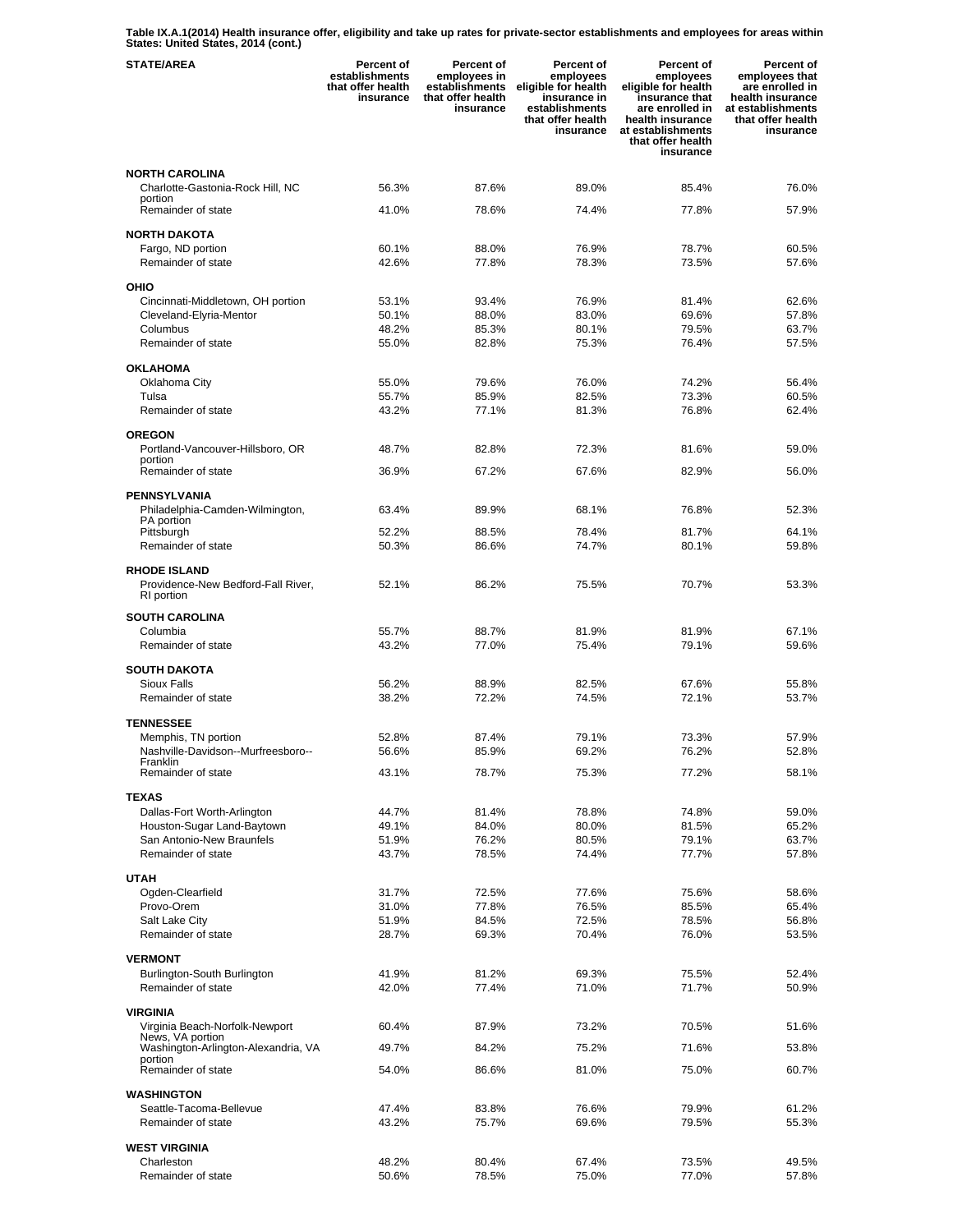**Table IX.A.1(2014) Health insurance offer, eligibility and take up rates for private-sector establishments and employees for areas within States: United States, 2014 (cont.)**

| STATE/AREA | Percent of establishments that offer health insurance | Percent of employees in establishments that offer health insurance | Percent of employees eligible for health insurance in establishments that offer health insurance | Percent of employees eligible for health insurance that are enrolled in health insurance at establishments that offer health insurance | Percent of employees that are enrolled in health insurance at establishments that offer health insurance |
|---|---|---|---|---|---|
| **NORTH CAROLINA** | | | | | |
| Charlotte-Gastonia-Rock Hill, NC portion | 56.3% | 87.6% | 89.0% | 85.4% | 76.0% |
| Remainder of state | 41.0% | 78.6% | 74.4% | 77.8% | 57.9% |
| **NORTH DAKOTA** | | | | | |
| Fargo, ND portion | 60.1% | 88.0% | 76.9% | 78.7% | 60.5% |
| Remainder of state | 42.6% | 77.8% | 78.3% | 73.5% | 57.6% |
| **OHIO** | | | | | |
| Cincinnati-Middletown, OH portion | 53.1% | 93.4% | 76.9% | 81.4% | 62.6% |
| Cleveland-Elyria-Mentor | 50.1% | 88.0% | 83.0% | 69.6% | 57.8% |
| Columbus | 48.2% | 85.3% | 80.1% | 79.5% | 63.7% |
| Remainder of state | 55.0% | 82.8% | 75.3% | 76.4% | 57.5% |
| **OKLAHOMA** | | | | | |
| Oklahoma City | 55.0% | 79.6% | 76.0% | 74.2% | 56.4% |
| Tulsa | 55.7% | 85.9% | 82.5% | 73.3% | 60.5% |
| Remainder of state | 43.2% | 77.1% | 81.3% | 76.8% | 62.4% |
| **OREGON** | | | | | |
| Portland-Vancouver-Hillsboro, OR portion | 48.7% | 82.8% | 72.3% | 81.6% | 59.0% |
| Remainder of state | 36.9% | 67.2% | 67.6% | 82.9% | 56.0% |
| **PENNSYLVANIA** | | | | | |
| Philadelphia-Camden-Wilmington, PA portion | 63.4% | 89.9% | 68.1% | 76.8% | 52.3% |
| Pittsburgh | 52.2% | 88.5% | 78.4% | 81.7% | 64.1% |
| Remainder of state | 50.3% | 86.6% | 74.7% | 80.1% | 59.8% |
| **RHODE ISLAND** | | | | | |
| Providence-New Bedford-Fall River, RI portion | 52.1% | 86.2% | 75.5% | 70.7% | 53.3% |
| **SOUTH CAROLINA** | | | | | |
| Columbia | 55.7% | 88.7% | 81.9% | 81.9% | 67.1% |
| Remainder of state | 43.2% | 77.0% | 75.4% | 79.1% | 59.6% |
| **SOUTH DAKOTA** | | | | | |
| Sioux Falls | 56.2% | 88.9% | 82.5% | 67.6% | 55.8% |
| Remainder of state | 38.2% | 72.2% | 74.5% | 72.1% | 53.7% |
| **TENNESSEE** | | | | | |
| Memphis, TN portion | 52.8% | 87.4% | 79.1% | 73.3% | 57.9% |
| Nashville-Davidson--Murfreesboro--Franklin | 56.6% | 85.9% | 69.2% | 76.2% | 52.8% |
| Remainder of state | 43.1% | 78.7% | 75.3% | 77.2% | 58.1% |
| **TEXAS** | | | | | |
| Dallas-Fort Worth-Arlington | 44.7% | 81.4% | 78.8% | 74.8% | 59.0% |
| Houston-Sugar Land-Baytown | 49.1% | 84.0% | 80.0% | 81.5% | 65.2% |
| San Antonio-New Braunfels | 51.9% | 76.2% | 80.5% | 79.1% | 63.7% |
| Remainder of state | 43.7% | 78.5% | 74.4% | 77.7% | 57.8% |
| **UTAH** | | | | | |
| Ogden-Clearfield | 31.7% | 72.5% | 77.6% | 75.6% | 58.6% |
| Provo-Orem | 31.0% | 77.8% | 76.5% | 85.5% | 65.4% |
| Salt Lake City | 51.9% | 84.5% | 72.5% | 78.5% | 56.8% |
| Remainder of state | 28.7% | 69.3% | 70.4% | 76.0% | 53.5% |
| **VERMONT** | | | | | |
| Burlington-South Burlington | 41.9% | 81.2% | 69.3% | 75.5% | 52.4% |
| Remainder of state | 42.0% | 77.4% | 71.0% | 71.7% | 50.9% |
| **VIRGINIA** | | | | | |
| Virginia Beach-Norfolk-Newport News, VA portion | 60.4% | 87.9% | 73.2% | 70.5% | 51.6% |
| Washington-Arlington-Alexandria, VA portion | 49.7% | 84.2% | 75.2% | 71.6% | 53.8% |
| Remainder of state | 54.0% | 86.6% | 81.0% | 75.0% | 60.7% |
| **WASHINGTON** | | | | | |
| Seattle-Tacoma-Bellevue | 47.4% | 83.8% | 76.6% | 79.9% | 61.2% |
| Remainder of state | 43.2% | 75.7% | 69.6% | 79.5% | 55.3% |
| **WEST VIRGINIA** | | | | | |
| Charleston | 48.2% | 80.4% | 67.4% | 73.5% | 49.5% |
| Remainder of state | 50.6% | 78.5% | 75.0% | 77.0% | 57.8% |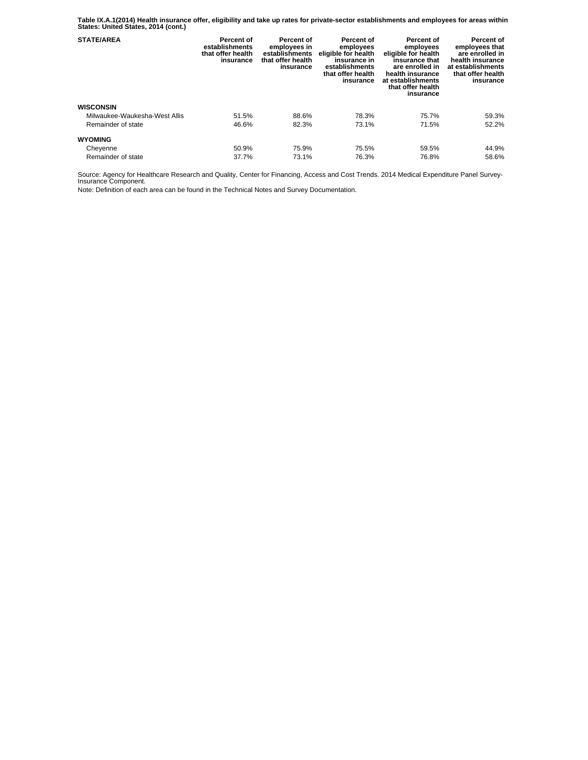**Table IX.A.1(2014) Health insurance offer, eligibility and take up rates for private-sector establishments and employees for areas within States: United States, 2014 (cont.)**

| STATE/AREA | Percent of establishments that offer health insurance | Percent of employees in establishments that offer health insurance | Percent of employees eligible for health insurance in establishments that offer health insurance | Percent of employees eligible for health insurance that are enrolled in health insurance at establishments that offer health insurance | Percent of employees that are enrolled in health insurance at establishments that offer health insurance |
|---|---|---|---|---|---|
| **WISCONSIN** | | | | | |
| Milwaukee-Waukesha-West Allis | 51.5% | 88.6% | 78.3% | 75.7% | 59.3% |
| Remainder of state | 46.6% | 82.3% | 73.1% | 71.5% | 52.2% |
| **WYOMING** | | | | | |
| Cheyenne | 50.9% | 75.9% | 75.5% | 59.5% | 44.9% |
| Remainder of state | 37.7% | 73.1% | 76.3% | 76.8% | 58.6% |

Source: Agency for Healthcare Research and Quality, Center for Financing, Access and Cost Trends. 2014 Medical Expenditure Panel Survey-Insurance Component.

Note: Definition of each area can be found in the Technical Notes and Survey Documentation.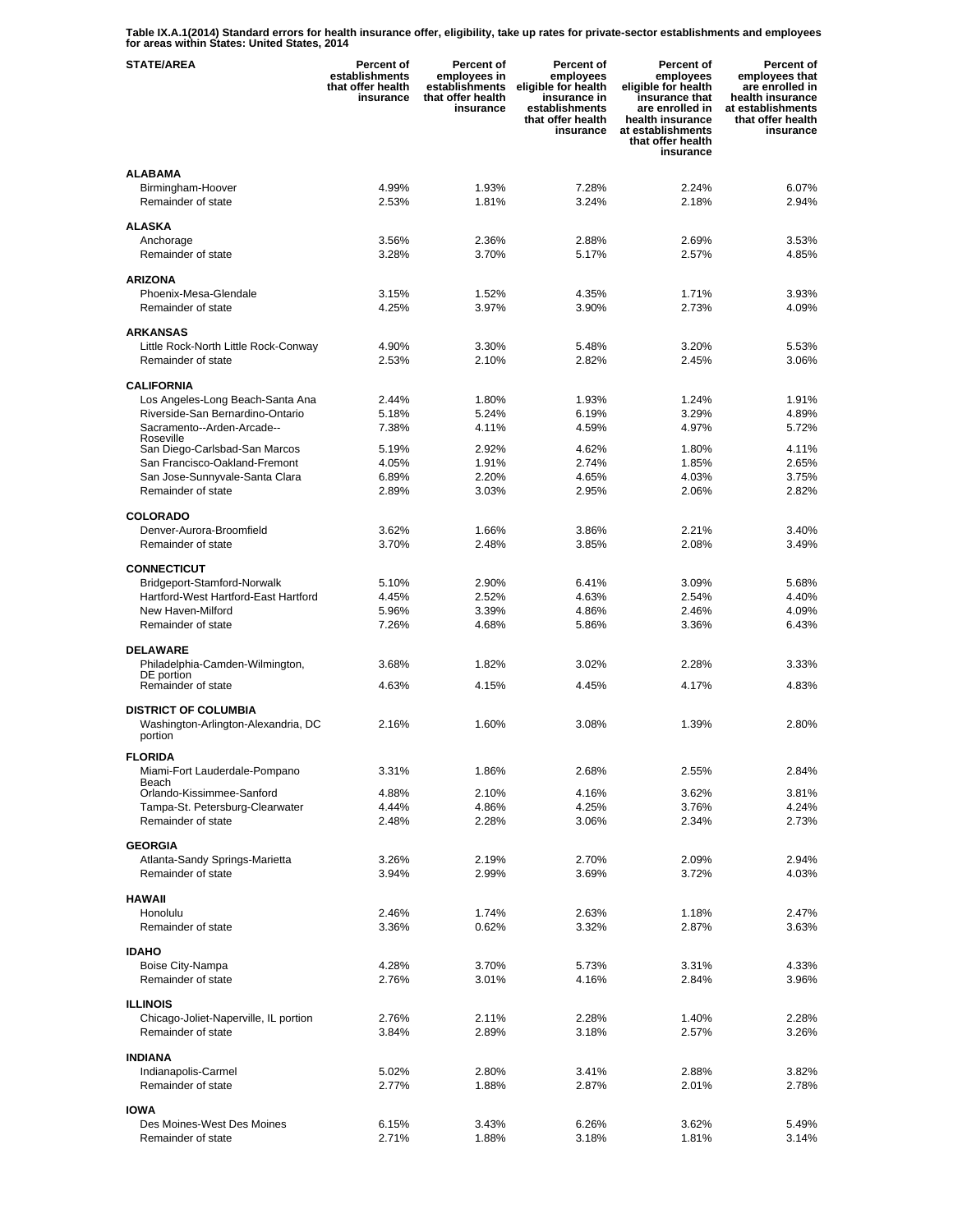**Table IX.A.1(2014) Standard errors for health insurance offer, eligibility, take up rates for private-sector establishments and employees for areas within States: United States, 2014**

| STATE/AREA | Percent of establishments that offer health insurance | Percent of employees in establishments that offer health insurance | Percent of employees eligible for health insurance in establishments that offer health insurance | Percent of employees eligible for health insurance that are enrolled in health insurance at establishments that offer health insurance | Percent of employees that are enrolled in health insurance at establishments that offer health insurance |
|---|---|---|---|---|---|
| **ALABAMA** | | | | | |
| Birmingham-Hoover | 4.99% | 1.93% | 7.28% | 2.24% | 6.07% |
| Remainder of state | 2.53% | 1.81% | 3.24% | 2.18% | 2.94% |
| **ALASKA** | | | | | |
| Anchorage | 3.56% | 2.36% | 2.88% | 2.69% | 3.53% |
| Remainder of state | 3.28% | 3.70% | 5.17% | 2.57% | 4.85% |
| **ARIZONA** | | | | | |
| Phoenix-Mesa-Glendale | 3.15% | 1.52% | 4.35% | 1.71% | 3.93% |
| Remainder of state | 4.25% | 3.97% | 3.90% | 2.73% | 4.09% |
| **ARKANSAS** | | | | | |
| Little Rock-North Little Rock-Conway | 4.90% | 3.30% | 5.48% | 3.20% | 5.53% |
| Remainder of state | 2.53% | 2.10% | 2.82% | 2.45% | 3.06% |
| **CALIFORNIA** | | | | | |
| Los Angeles-Long Beach-Santa Ana | 2.44% | 1.80% | 1.93% | 1.24% | 1.91% |
| Riverside-San Bernardino-Ontario | 5.18% | 5.24% | 6.19% | 3.29% | 4.89% |
| Sacramento--Arden-Arcade--Roseville | 7.38% | 4.11% | 4.59% | 4.97% | 5.72% |
| San Diego-Carlsbad-San Marcos | 5.19% | 2.92% | 4.62% | 1.80% | 4.11% |
| San Francisco-Oakland-Fremont | 4.05% | 1.91% | 2.74% | 1.85% | 2.65% |
| San Jose-Sunnyvale-Santa Clara | 6.89% | 2.20% | 4.65% | 4.03% | 3.75% |
| Remainder of state | 2.89% | 3.03% | 2.95% | 2.06% | 2.82% |
| **COLORADO** | | | | | |
| Denver-Aurora-Broomfield | 3.62% | 1.66% | 3.86% | 2.21% | 3.40% |
| Remainder of state | 3.70% | 2.48% | 3.85% | 2.08% | 3.49% |
| **CONNECTICUT** | | | | | |
| Bridgeport-Stamford-Norwalk | 5.10% | 2.90% | 6.41% | 3.09% | 5.68% |
| Hartford-West Hartford-East Hartford | 4.45% | 2.52% | 4.63% | 2.54% | 4.40% |
| New Haven-Milford | 5.96% | 3.39% | 4.86% | 2.46% | 4.09% |
| Remainder of state | 7.26% | 4.68% | 5.86% | 3.36% | 6.43% |
| **DELAWARE** | | | | | |
| Philadelphia-Camden-Wilmington, DE portion | 3.68% | 1.82% | 3.02% | 2.28% | 3.33% |
| Remainder of state | 4.63% | 4.15% | 4.45% | 4.17% | 4.83% |
| **DISTRICT OF COLUMBIA** | | | | | |
| Washington-Arlington-Alexandria, DC portion | 2.16% | 1.60% | 3.08% | 1.39% | 2.80% |
| **FLORIDA** | | | | | |
| Miami-Fort Lauderdale-Pompano Beach | 3.31% | 1.86% | 2.68% | 2.55% | 2.84% |
| Orlando-Kissimmee-Sanford | 4.88% | 2.10% | 4.16% | 3.62% | 3.81% |
| Tampa-St. Petersburg-Clearwater | 4.44% | 4.86% | 4.25% | 3.76% | 4.24% |
| Remainder of state | 2.48% | 2.28% | 3.06% | 2.34% | 2.73% |
| **GEORGIA** | | | | | |
| Atlanta-Sandy Springs-Marietta | 3.26% | 2.19% | 2.70% | 2.09% | 2.94% |
| Remainder of state | 3.94% | 2.99% | 3.69% | 3.72% | 4.03% |
| **HAWAII** | | | | | |
| Honolulu | 2.46% | 1.74% | 2.63% | 1.18% | 2.47% |
| Remainder of state | 3.36% | 0.62% | 3.32% | 2.87% | 3.63% |
| **IDAHO** | | | | | |
| Boise City-Nampa | 4.28% | 3.70% | 5.73% | 3.31% | 4.33% |
| Remainder of state | 2.76% | 3.01% | 4.16% | 2.84% | 3.96% |
| **ILLINOIS** | | | | | |
| Chicago-Joliet-Naperville, IL portion | 2.76% | 2.11% | 2.28% | 1.40% | 2.28% |
| Remainder of state | 3.84% | 2.89% | 3.18% | 2.57% | 3.26% |
| **INDIANA** | | | | | |
| Indianapolis-Carmel | 5.02% | 2.80% | 3.41% | 2.88% | 3.82% |
| Remainder of state | 2.77% | 1.88% | 2.87% | 2.01% | 2.78% |
| **IOWA** | | | | | |
| Des Moines-West Des Moines | 6.15% | 3.43% | 6.26% | 3.62% | 5.49% |
| Remainder of state | 2.71% | 1.88% | 3.18% | 1.81% | 3.14% |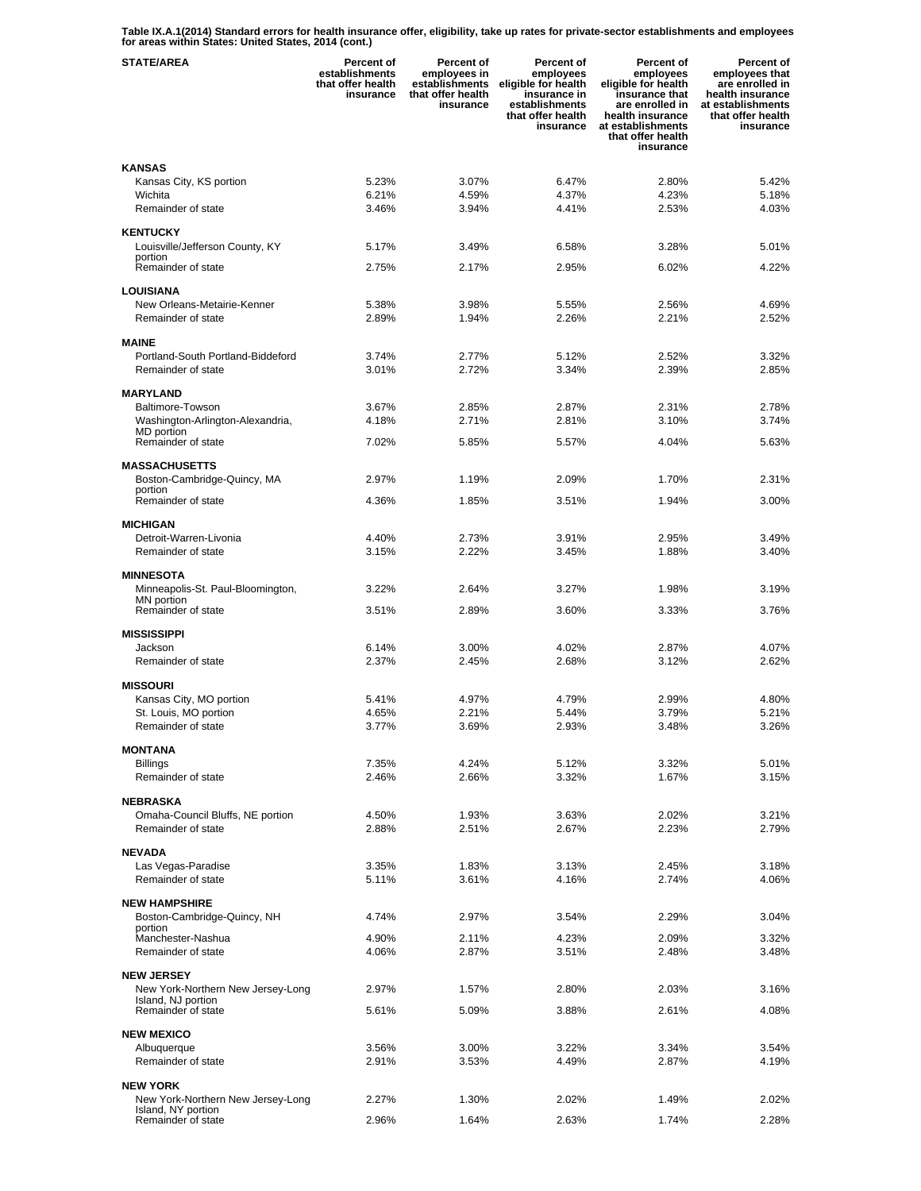**Table IX.A.1(2014) Standard errors for health insurance offer, eligibility, take up rates for private-sector establishments and employees for areas within States: United States, 2014 (cont.)**

| STATE/AREA | Percent of establishments that offer health insurance | Percent of employees in establishments that offer health insurance | Percent of employees eligible for health insurance in establishments that offer health insurance | Percent of employees eligible for health insurance that are enrolled in health insurance at establishments that offer health insurance | Percent of employees that are enrolled in health insurance at establishments that offer health insurance |
|---|---|---|---|---|---|
| **KANSAS** | | | | | |
| Kansas City, KS portion | 5.23% | 3.07% | 6.47% | 2.80% | 5.42% |
| Wichita | 6.21% | 4.59% | 4.37% | 4.23% | 5.18% |
| Remainder of state | 3.46% | 3.94% | 4.41% | 2.53% | 4.03% |
| **KENTUCKY** | | | | | |
| Louisville/Jefferson County, KY portion | 5.17% | 3.49% | 6.58% | 3.28% | 5.01% |
| Remainder of state | 2.75% | 2.17% | 2.95% | 6.02% | 4.22% |
| **LOUISIANA** | | | | | |
| New Orleans-Metairie-Kenner | 5.38% | 3.98% | 5.55% | 2.56% | 4.69% |
| Remainder of state | 2.89% | 1.94% | 2.26% | 2.21% | 2.52% |
| **MAINE** | | | | | |
| Portland-South Portland-Biddeford | 3.74% | 2.77% | 5.12% | 2.52% | 3.32% |
| Remainder of state | 3.01% | 2.72% | 3.34% | 2.39% | 2.85% |
| **MARYLAND** | | | | | |
| Baltimore-Towson | 3.67% | 2.85% | 2.87% | 2.31% | 2.78% |
| Washington-Arlington-Alexandria, MD portion | 4.18% | 2.71% | 2.81% | 3.10% | 3.74% |
| Remainder of state | 7.02% | 5.85% | 5.57% | 4.04% | 5.63% |
| **MASSACHUSETTS** | | | | | |
| Boston-Cambridge-Quincy, MA portion | 2.97% | 1.19% | 2.09% | 1.70% | 2.31% |
| Remainder of state | 4.36% | 1.85% | 3.51% | 1.94% | 3.00% |
| **MICHIGAN** | | | | | |
| Detroit-Warren-Livonia | 4.40% | 2.73% | 3.91% | 2.95% | 3.49% |
| Remainder of state | 3.15% | 2.22% | 3.45% | 1.88% | 3.40% |
| **MINNESOTA** | | | | | |
| Minneapolis-St. Paul-Bloomington, MN portion | 3.22% | 2.64% | 3.27% | 1.98% | 3.19% |
| Remainder of state | 3.51% | 2.89% | 3.60% | 3.33% | 3.76% |
| **MISSISSIPPI** | | | | | |
| Jackson | 6.14% | 3.00% | 4.02% | 2.87% | 4.07% |
| Remainder of state | 2.37% | 2.45% | 2.68% | 3.12% | 2.62% |
| **MISSOURI** | | | | | |
| Kansas City, MO portion | 5.41% | 4.97% | 4.79% | 2.99% | 4.80% |
| St. Louis, MO portion | 4.65% | 2.21% | 5.44% | 3.79% | 5.21% |
| Remainder of state | 3.77% | 3.69% | 2.93% | 3.48% | 3.26% |
| **MONTANA** | | | | | |
| Billings | 7.35% | 4.24% | 5.12% | 3.32% | 5.01% |
| Remainder of state | 2.46% | 2.66% | 3.32% | 1.67% | 3.15% |
| **NEBRASKA** | | | | | |
| Omaha-Council Bluffs, NE portion | 4.50% | 1.93% | 3.63% | 2.02% | 3.21% |
| Remainder of state | 2.88% | 2.51% | 2.67% | 2.23% | 2.79% |
| **NEVADA** | | | | | |
| Las Vegas-Paradise | 3.35% | 1.83% | 3.13% | 2.45% | 3.18% |
| Remainder of state | 5.11% | 3.61% | 4.16% | 2.74% | 4.06% |
| **NEW HAMPSHIRE** | | | | | |
| Boston-Cambridge-Quincy, NH portion | 4.74% | 2.97% | 3.54% | 2.29% | 3.04% |
| Manchester-Nashua | 4.90% | 2.11% | 4.23% | 2.09% | 3.32% |
| Remainder of state | 4.06% | 2.87% | 3.51% | 2.48% | 3.48% |
| **NEW JERSEY** | | | | | |
| New York-Northern New Jersey-Long Island, NJ portion | 2.97% | 1.57% | 2.80% | 2.03% | 3.16% |
| Remainder of state | 5.61% | 5.09% | 3.88% | 2.61% | 4.08% |
| **NEW MEXICO** | | | | | |
| Albuquerque | 3.56% | 3.00% | 3.22% | 3.34% | 3.54% |
| Remainder of state | 2.91% | 3.53% | 4.49% | 2.87% | 4.19% |
| **NEW YORK** | | | | | |
| New York-Northern New Jersey-Long Island, NY portion | 2.27% | 1.30% | 2.02% | 1.49% | 2.02% |
| Remainder of state | 2.96% | 1.64% | 2.63% | 1.74% | 2.28% |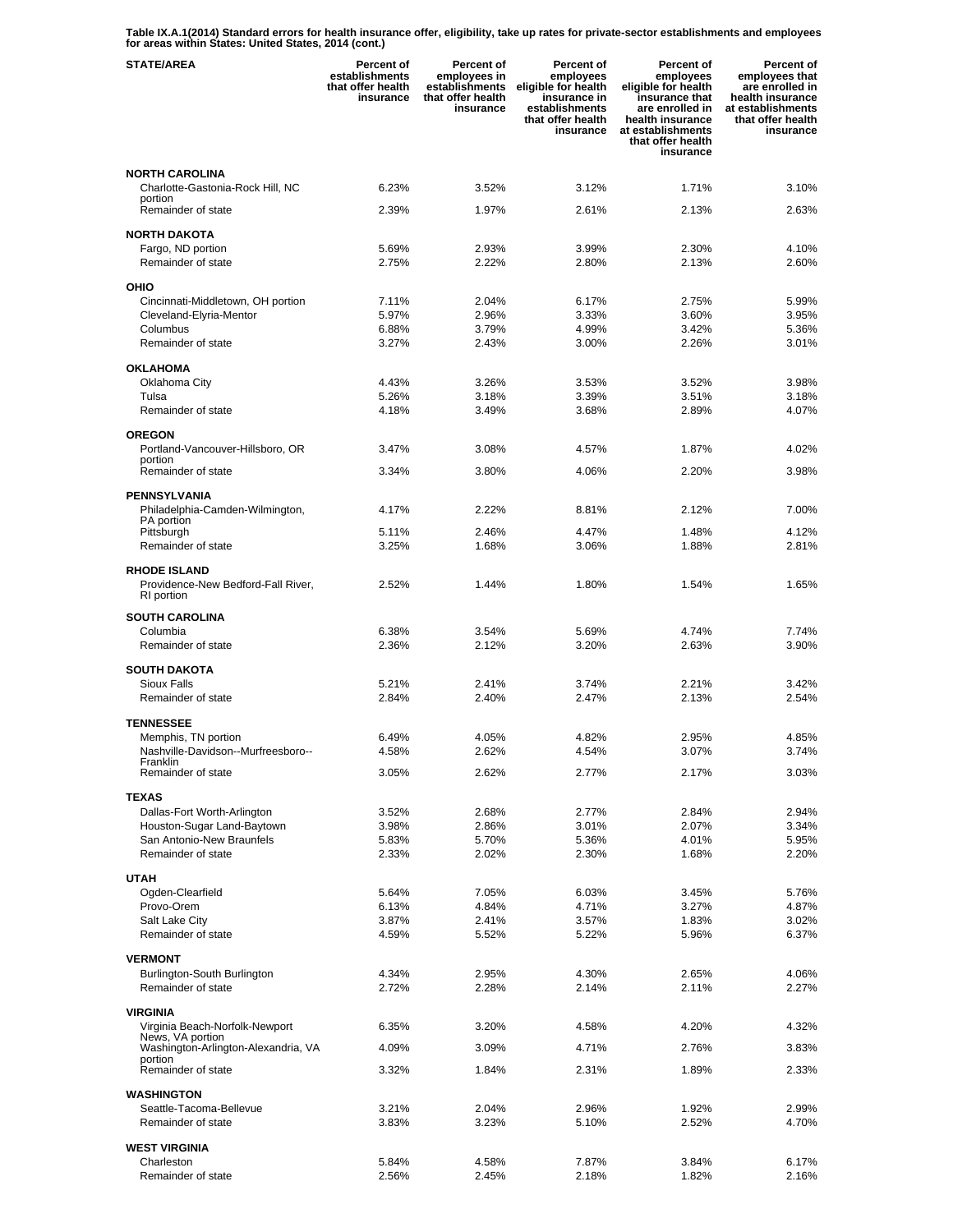**Table IX.A.1(2014) Standard errors for health insurance offer, eligibility, take up rates for private-sector establishments and employees for areas within States: United States, 2014 (cont.)**

| STATE/AREA | Percent of establishments that offer health insurance | Percent of employees in establishments that offer health insurance | Percent of employees eligible for health insurance in establishments that offer health insurance | Percent of employees eligible for health insurance that are enrolled in health insurance at establishments that offer health insurance | Percent of employees that are enrolled in health insurance at establishments that offer health insurance |
|---|---|---|---|---|---|
| **NORTH CAROLINA** | | | | | |
| Charlotte-Gastonia-Rock Hill, NC portion | 6.23% | 3.52% | 3.12% | 1.71% | 3.10% |
| Remainder of state | 2.39% | 1.97% | 2.61% | 2.13% | 2.63% |
| **NORTH DAKOTA** | | | | | |
| Fargo, ND portion | 5.69% | 2.93% | 3.99% | 2.30% | 4.10% |
| Remainder of state | 2.75% | 2.22% | 2.80% | 2.13% | 2.60% |
| **OHIO** | | | | | |
| Cincinnati-Middletown, OH portion | 7.11% | 2.04% | 6.17% | 2.75% | 5.99% |
| Cleveland-Elyria-Mentor | 5.97% | 2.96% | 3.33% | 3.60% | 3.95% |
| Columbus | 6.88% | 3.79% | 4.99% | 3.42% | 5.36% |
| Remainder of state | 3.27% | 2.43% | 3.00% | 2.26% | 3.01% |
| **OKLAHOMA** | | | | | |
| Oklahoma City | 4.43% | 3.26% | 3.53% | 3.52% | 3.98% |
| Tulsa | 5.26% | 3.18% | 3.39% | 3.51% | 3.18% |
| Remainder of state | 4.18% | 3.49% | 3.68% | 2.89% | 4.07% |
| **OREGON** | | | | | |
| Portland-Vancouver-Hillsboro, OR portion | 3.47% | 3.08% | 4.57% | 1.87% | 4.02% |
| Remainder of state | 3.34% | 3.80% | 4.06% | 2.20% | 3.98% |
| **PENNSYLVANIA** | | | | | |
| Philadelphia-Camden-Wilmington, PA portion | 4.17% | 2.22% | 8.81% | 2.12% | 7.00% |
| Pittsburgh | 5.11% | 2.46% | 4.47% | 1.48% | 4.12% |
| Remainder of state | 3.25% | 1.68% | 3.06% | 1.88% | 2.81% |
| **RHODE ISLAND** | | | | | |
| Providence-New Bedford-Fall River, RI portion | 2.52% | 1.44% | 1.80% | 1.54% | 1.65% |
| **SOUTH CAROLINA** | | | | | |
| Columbia | 6.38% | 3.54% | 5.69% | 4.74% | 7.74% |
| Remainder of state | 2.36% | 2.12% | 3.20% | 2.63% | 3.90% |
| **SOUTH DAKOTA** | | | | | |
| Sioux Falls | 5.21% | 2.41% | 3.74% | 2.21% | 3.42% |
| Remainder of state | 2.84% | 2.40% | 2.47% | 2.13% | 2.54% |
| **TENNESSEE** | | | | | |
| Memphis, TN portion | 6.49% | 4.05% | 4.82% | 2.95% | 4.85% |
| Nashville-Davidson--Murfreesboro--Franklin | 4.58% | 2.62% | 4.54% | 3.07% | 3.74% |
| Remainder of state | 3.05% | 2.62% | 2.77% | 2.17% | 3.03% |
| **TEXAS** | | | | | |
| Dallas-Fort Worth-Arlington | 3.52% | 2.68% | 2.77% | 2.84% | 2.94% |
| Houston-Sugar Land-Baytown | 3.98% | 2.86% | 3.01% | 2.07% | 3.34% |
| San Antonio-New Braunfels | 5.83% | 5.70% | 5.36% | 4.01% | 5.95% |
| Remainder of state | 2.33% | 2.02% | 2.30% | 1.68% | 2.20% |
| **UTAH** | | | | | |
| Ogden-Clearfield | 5.64% | 7.05% | 6.03% | 3.45% | 5.76% |
| Provo-Orem | 6.13% | 4.84% | 4.71% | 3.27% | 4.87% |
| Salt Lake City | 3.87% | 2.41% | 3.57% | 1.83% | 3.02% |
| Remainder of state | 4.59% | 5.52% | 5.22% | 5.96% | 6.37% |
| **VERMONT** | | | | | |
| Burlington-South Burlington | 4.34% | 2.95% | 4.30% | 2.65% | 4.06% |
| Remainder of state | 2.72% | 2.28% | 2.14% | 2.11% | 2.27% |
| **VIRGINIA** | | | | | |
| Virginia Beach-Norfolk-Newport News, VA portion | 6.35% | 3.20% | 4.58% | 4.20% | 4.32% |
| Washington-Arlington-Alexandria, VA portion | 4.09% | 3.09% | 4.71% | 2.76% | 3.83% |
| Remainder of state | 3.32% | 1.84% | 2.31% | 1.89% | 2.33% |
| **WASHINGTON** | | | | | |
| Seattle-Tacoma-Bellevue | 3.21% | 2.04% | 2.96% | 1.92% | 2.99% |
| Remainder of state | 3.83% | 3.23% | 5.10% | 2.52% | 4.70% |
| **WEST VIRGINIA** | | | | | |
| Charleston | 5.84% | 4.58% | 7.87% | 3.84% | 6.17% |
| Remainder of state | 2.56% | 2.45% | 2.18% | 1.82% | 2.16% |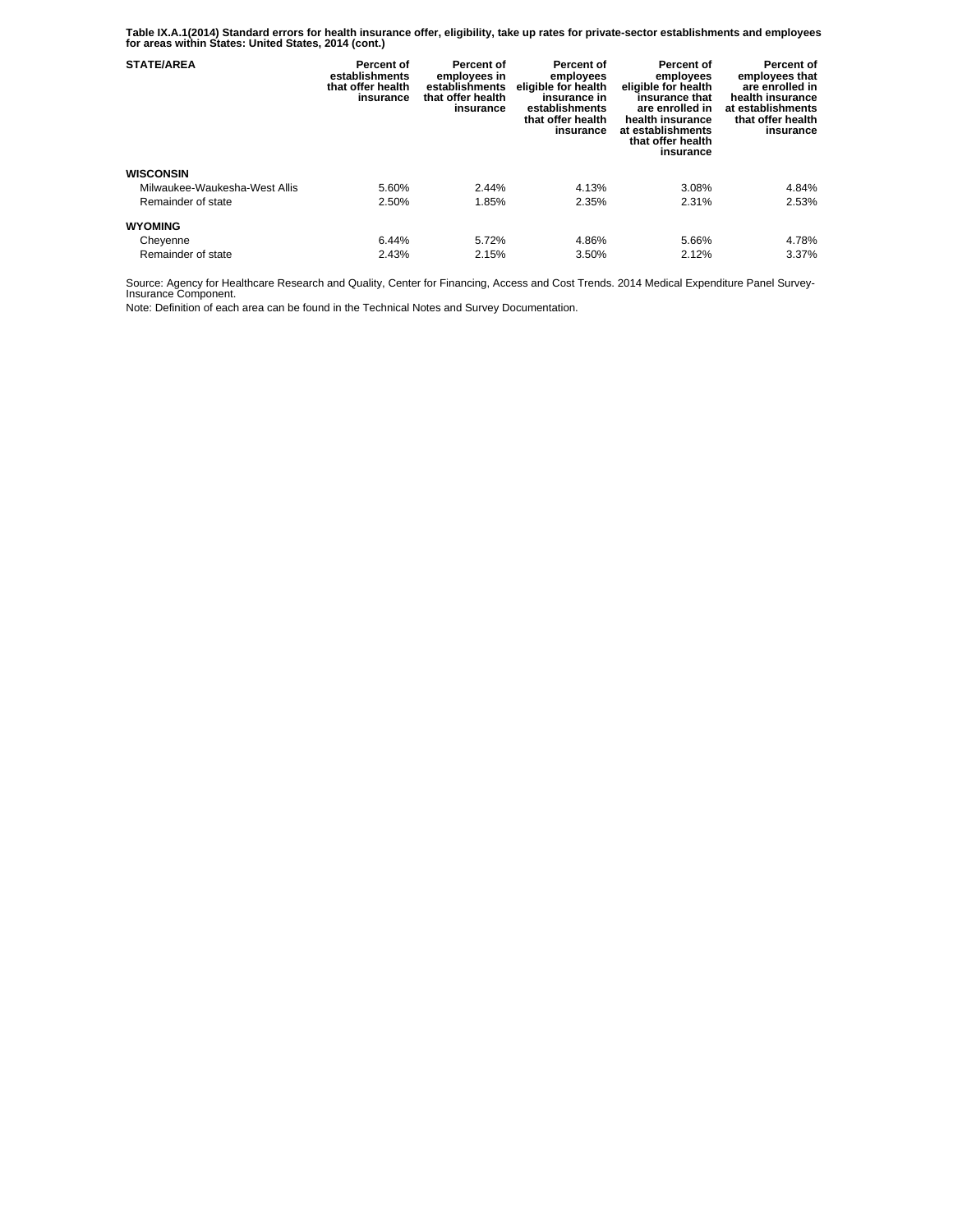**Table IX.A.1(2014) Standard errors for health insurance offer, eligibility, take up rates for private-sector establishments and employees for areas within States: United States, 2014 (cont.)**

| STATE/AREA | Percent of establishments that offer health insurance | Percent of employees in establishments that offer health insurance | Percent of employees eligible for health insurance in establishments that offer health insurance | Percent of employees eligible for health insurance that are enrolled in health insurance at establishments that offer health insurance | Percent of employees that are enrolled in health insurance at establishments that offer health insurance |
|---|---|---|---|---|---|
| **WISCONSIN** | | | | | |
| Milwaukee-Waukesha-West Allis | 5.60% | 2.44% | 4.13% | 3.08% | 4.84% |
| Remainder of state | 2.50% | 1.85% | 2.35% | 2.31% | 2.53% |
| **WYOMING** | | | | | |
| Cheyenne | 6.44% | 5.72% | 4.86% | 5.66% | 4.78% |
| Remainder of state | 2.43% | 2.15% | 3.50% | 2.12% | 3.37% |

Source: Agency for Healthcare Research and Quality, Center for Financing, Access and Cost Trends. 2014 Medical Expenditure Panel Survey-Insurance Component.

Note: Definition of each area can be found in the Technical Notes and Survey Documentation.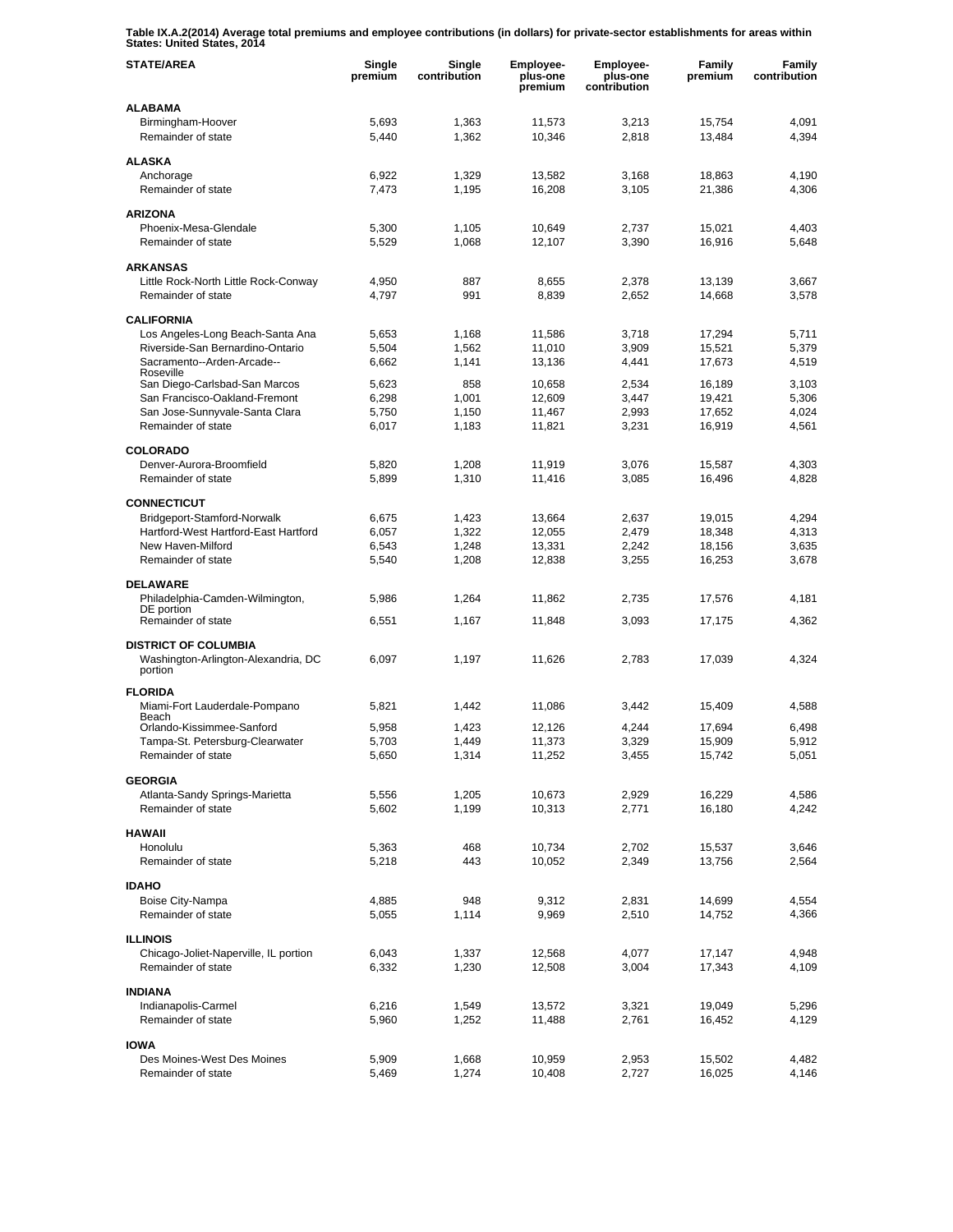**Table IX.A.2(2014) Average total premiums and employee contributions (in dollars) for private-sector establishments for areas within States: United States, 2014**

| STATE/AREA | Single premium | Single contribution | Employee-plus-one premium | Employee-plus-one contribution | Family premium | Family contribution |
|---|---|---|---|---|---|---|
| **ALABAMA** | | | | | | |
| Birmingham-Hoover | 5,693 | 1,363 | 11,573 | 3,213 | 15,754 | 4,091 |
| Remainder of state | 5,440 | 1,362 | 10,346 | 2,818 | 13,484 | 4,394 |
| **ALASKA** | | | | | | |
| Anchorage | 6,922 | 1,329 | 13,582 | 3,168 | 18,863 | 4,190 |
| Remainder of state | 7,473 | 1,195 | 16,208 | 3,105 | 21,386 | 4,306 |
| **ARIZONA** | | | | | | |
| Phoenix-Mesa-Glendale | 5,300 | 1,105 | 10,649 | 2,737 | 15,021 | 4,403 |
| Remainder of state | 5,529 | 1,068 | 12,107 | 3,390 | 16,916 | 5,648 |
| **ARKANSAS** | | | | | | |
| Little Rock-North Little Rock-Conway | 4,950 | 887 | 8,655 | 2,378 | 13,139 | 3,667 |
| Remainder of state | 4,797 | 991 | 8,839 | 2,652 | 14,668 | 3,578 |
| **CALIFORNIA** | | | | | | |
| Los Angeles-Long Beach-Santa Ana | 5,653 | 1,168 | 11,586 | 3,718 | 17,294 | 5,711 |
| Riverside-San Bernardino-Ontario | 5,504 | 1,562 | 11,010 | 3,909 | 15,521 | 5,379 |
| Sacramento--Arden-Arcade--Roseville | 6,662 | 1,141 | 13,136 | 4,441 | 17,673 | 4,519 |
| San Diego-Carlsbad-San Marcos | 5,623 | 858 | 10,658 | 2,534 | 16,189 | 3,103 |
| San Francisco-Oakland-Fremont | 6,298 | 1,001 | 12,609 | 3,447 | 19,421 | 5,306 |
| San Jose-Sunnyvale-Santa Clara | 5,750 | 1,150 | 11,467 | 2,993 | 17,652 | 4,024 |
| Remainder of state | 6,017 | 1,183 | 11,821 | 3,231 | 16,919 | 4,561 |
| **COLORADO** | | | | | | |
| Denver-Aurora-Broomfield | 5,820 | 1,208 | 11,919 | 3,076 | 15,587 | 4,303 |
| Remainder of state | 5,899 | 1,310 | 11,416 | 3,085 | 16,496 | 4,828 |
| **CONNECTICUT** | | | | | | |
| Bridgeport-Stamford-Norwalk | 6,675 | 1,423 | 13,664 | 2,637 | 19,015 | 4,294 |
| Hartford-West Hartford-East Hartford | 6,057 | 1,322 | 12,055 | 2,479 | 18,348 | 4,313 |
| New Haven-Milford | 6,543 | 1,248 | 13,331 | 2,242 | 18,156 | 3,635 |
| Remainder of state | 5,540 | 1,208 | 12,838 | 3,255 | 16,253 | 3,678 |
| **DELAWARE** | | | | | | |
| Philadelphia-Camden-Wilmington, DE portion | 5,986 | 1,264 | 11,862 | 2,735 | 17,576 | 4,181 |
| Remainder of state | 6,551 | 1,167 | 11,848 | 3,093 | 17,175 | 4,362 |
| **DISTRICT OF COLUMBIA** | | | | | | |
| Washington-Arlington-Alexandria, DC portion | 6,097 | 1,197 | 11,626 | 2,783 | 17,039 | 4,324 |
| **FLORIDA** | | | | | | |
| Miami-Fort Lauderdale-Pompano Beach | 5,821 | 1,442 | 11,086 | 3,442 | 15,409 | 4,588 |
| Orlando-Kissimmee-Sanford | 5,958 | 1,423 | 12,126 | 4,244 | 17,694 | 6,498 |
| Tampa-St. Petersburg-Clearwater | 5,703 | 1,449 | 11,373 | 3,329 | 15,909 | 5,912 |
| Remainder of state | 5,650 | 1,314 | 11,252 | 3,455 | 15,742 | 5,051 |
| **GEORGIA** | | | | | | |
| Atlanta-Sandy Springs-Marietta | 5,556 | 1,205 | 10,673 | 2,929 | 16,229 | 4,586 |
| Remainder of state | 5,602 | 1,199 | 10,313 | 2,771 | 16,180 | 4,242 |
| **HAWAII** | | | | | | |
| Honolulu | 5,363 | 468 | 10,734 | 2,702 | 15,537 | 3,646 |
| Remainder of state | 5,218 | 443 | 10,052 | 2,349 | 13,756 | 2,564 |
| **IDAHO** | | | | | | |
| Boise City-Nampa | 4,885 | 948 | 9,312 | 2,831 | 14,699 | 4,554 |
| Remainder of state | 5,055 | 1,114 | 9,969 | 2,510 | 14,752 | 4,366 |
| **ILLINOIS** | | | | | | |
| Chicago-Joliet-Naperville, IL portion | 6,043 | 1,337 | 12,568 | 4,077 | 17,147 | 4,948 |
| Remainder of state | 6,332 | 1,230 | 12,508 | 3,004 | 17,343 | 4,109 |
| **INDIANA** | | | | | | |
| Indianapolis-Carmel | 6,216 | 1,549 | 13,572 | 3,321 | 19,049 | 5,296 |
| Remainder of state | 5,960 | 1,252 | 11,488 | 2,761 | 16,452 | 4,129 |
| **IOWA** | | | | | | |
| Des Moines-West Des Moines | 5,909 | 1,668 | 10,959 | 2,953 | 15,502 | 4,482 |
| Remainder of state | 5,469 | 1,274 | 10,408 | 2,727 | 16,025 | 4,146 |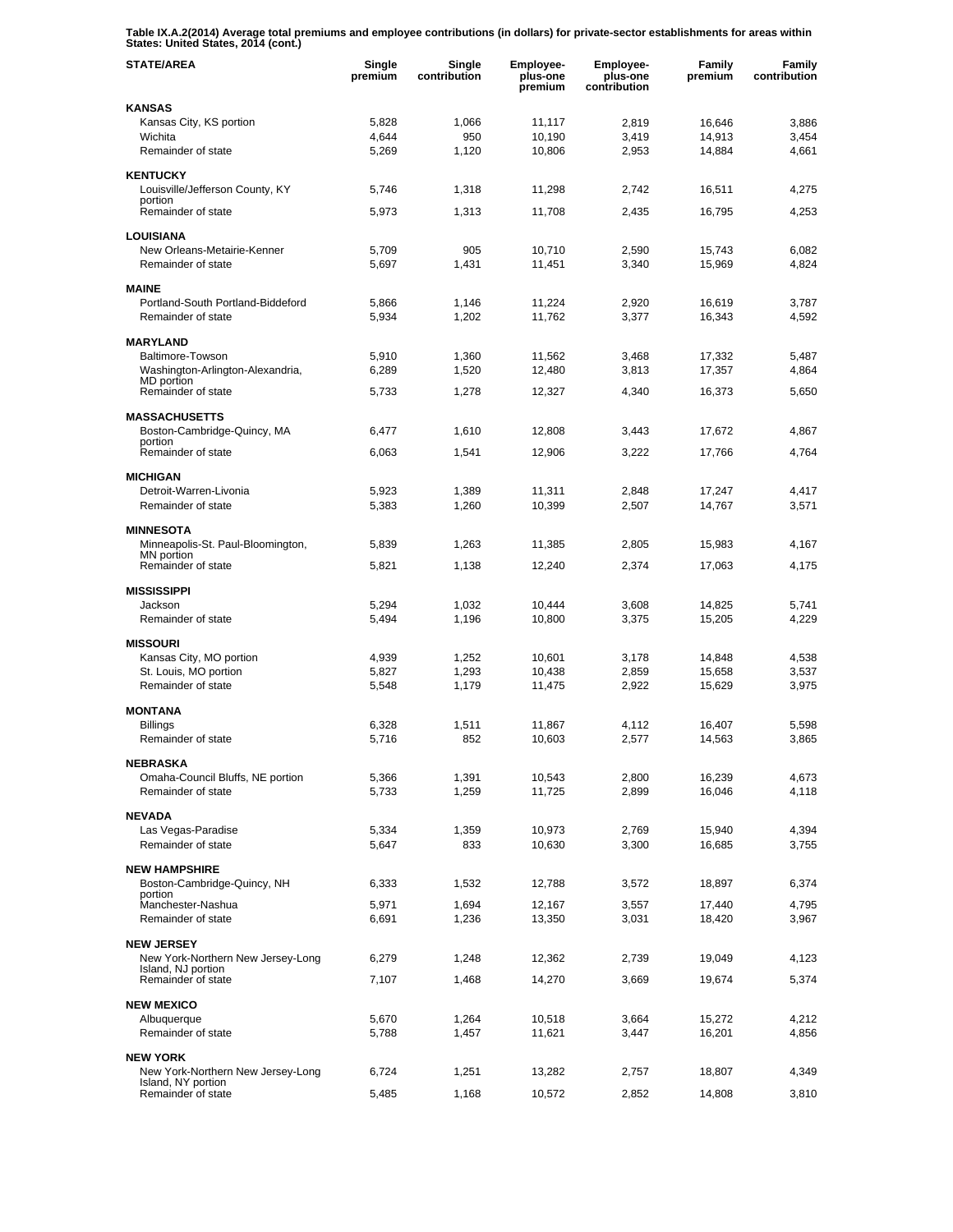**Table IX.A.2(2014) Average total premiums and employee contributions (in dollars) for private-sector establishments for areas within States: United States, 2014 (cont.)**

| STATE/AREA | Single premium | Single contribution | Employee-plus-one premium | Employee-plus-one contribution | Family premium | Family contribution |
|---|---|---|---|---|---|---|
| **KANSAS** | | | | | | |
| Kansas City, KS portion | 5,828 | 1,066 | 11,117 | 2,819 | 16,646 | 3,886 |
| Wichita | 4,644 | 950 | 10,190 | 3,419 | 14,913 | 3,454 |
| Remainder of state | 5,269 | 1,120 | 10,806 | 2,953 | 14,884 | 4,661 |
| **KENTUCKY** | | | | | | |
| Louisville/Jefferson County, KY portion | 5,746 | 1,318 | 11,298 | 2,742 | 16,511 | 4,275 |
| Remainder of state | 5,973 | 1,313 | 11,708 | 2,435 | 16,795 | 4,253 |
| **LOUISIANA** | | | | | | |
| New Orleans-Metairie-Kenner | 5,709 | 905 | 10,710 | 2,590 | 15,743 | 6,082 |
| Remainder of state | 5,697 | 1,431 | 11,451 | 3,340 | 15,969 | 4,824 |
| **MAINE** | | | | | | |
| Portland-South Portland-Biddeford | 5,866 | 1,146 | 11,224 | 2,920 | 16,619 | 3,787 |
| Remainder of state | 5,934 | 1,202 | 11,762 | 3,377 | 16,343 | 4,592 |
| **MARYLAND** | | | | | | |
| Baltimore-Towson | 5,910 | 1,360 | 11,562 | 3,468 | 17,332 | 5,487 |
| Washington-Arlington-Alexandria, MD portion | 6,289 | 1,520 | 12,480 | 3,813 | 17,357 | 4,864 |
| Remainder of state | 5,733 | 1,278 | 12,327 | 4,340 | 16,373 | 5,650 |
| **MASSACHUSETTS** | | | | | | |
| Boston-Cambridge-Quincy, MA portion | 6,477 | 1,610 | 12,808 | 3,443 | 17,672 | 4,867 |
| Remainder of state | 6,063 | 1,541 | 12,906 | 3,222 | 17,766 | 4,764 |
| **MICHIGAN** | | | | | | |
| Detroit-Warren-Livonia | 5,923 | 1,389 | 11,311 | 2,848 | 17,247 | 4,417 |
| Remainder of state | 5,383 | 1,260 | 10,399 | 2,507 | 14,767 | 3,571 |
| **MINNESOTA** | | | | | | |
| Minneapolis-St. Paul-Bloomington, MN portion | 5,839 | 1,263 | 11,385 | 2,805 | 15,983 | 4,167 |
| Remainder of state | 5,821 | 1,138 | 12,240 | 2,374 | 17,063 | 4,175 |
| **MISSISSIPPI** | | | | | | |
| Jackson | 5,294 | 1,032 | 10,444 | 3,608 | 14,825 | 5,741 |
| Remainder of state | 5,494 | 1,196 | 10,800 | 3,375 | 15,205 | 4,229 |
| **MISSOURI** | | | | | | |
| Kansas City, MO portion | 4,939 | 1,252 | 10,601 | 3,178 | 14,848 | 4,538 |
| St. Louis, MO portion | 5,827 | 1,293 | 10,438 | 2,859 | 15,658 | 3,537 |
| Remainder of state | 5,548 | 1,179 | 11,475 | 2,922 | 15,629 | 3,975 |
| **MONTANA** | | | | | | |
| Billings | 6,328 | 1,511 | 11,867 | 4,112 | 16,407 | 5,598 |
| Remainder of state | 5,716 | 852 | 10,603 | 2,577 | 14,563 | 3,865 |
| **NEBRASKA** | | | | | | |
| Omaha-Council Bluffs, NE portion | 5,366 | 1,391 | 10,543 | 2,800 | 16,239 | 4,673 |
| Remainder of state | 5,733 | 1,259 | 11,725 | 2,899 | 16,046 | 4,118 |
| **NEVADA** | | | | | | |
| Las Vegas-Paradise | 5,334 | 1,359 | 10,973 | 2,769 | 15,940 | 4,394 |
| Remainder of state | 5,647 | 833 | 10,630 | 3,300 | 16,685 | 3,755 |
| **NEW HAMPSHIRE** | | | | | | |
| Boston-Cambridge-Quincy, NH portion | 6,333 | 1,532 | 12,788 | 3,572 | 18,897 | 6,374 |
| Manchester-Nashua | 5,971 | 1,694 | 12,167 | 3,557 | 17,440 | 4,795 |
| Remainder of state | 6,691 | 1,236 | 13,350 | 3,031 | 18,420 | 3,967 |
| **NEW JERSEY** | | | | | | |
| New York-Northern New Jersey-Long Island, NJ portion | 6,279 | 1,248 | 12,362 | 2,739 | 19,049 | 4,123 |
| Remainder of state | 7,107 | 1,468 | 14,270 | 3,669 | 19,674 | 5,374 |
| **NEW MEXICO** | | | | | | |
| Albuquerque | 5,670 | 1,264 | 10,518 | 3,664 | 15,272 | 4,212 |
| Remainder of state | 5,788 | 1,457 | 11,621 | 3,447 | 16,201 | 4,856 |
| **NEW YORK** | | | | | | |
| New York-Northern New Jersey-Long Island, NY portion | 6,724 | 1,251 | 13,282 | 2,757 | 18,807 | 4,349 |
| Remainder of state | 5,485 | 1,168 | 10,572 | 2,852 | 14,808 | 3,810 |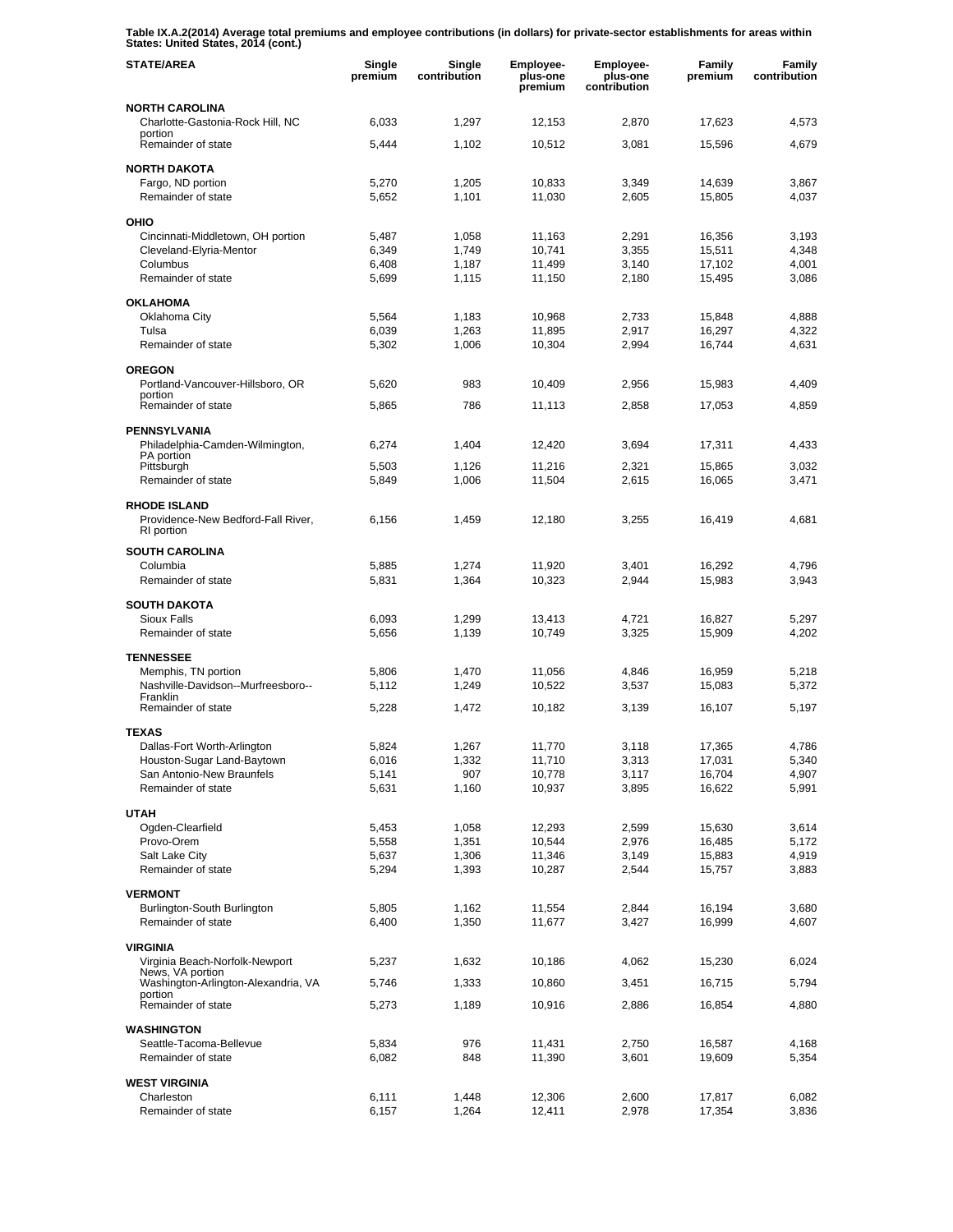**Table IX.A.2(2014) Average total premiums and employee contributions (in dollars) for private-sector establishments for areas within States: United States, 2014 (cont.)**

| STATE/AREA | Single premium | Single contribution | Employee-plus-one premium | Employee-plus-one contribution | Family premium | Family contribution |
|---|---|---|---|---|---|---|
| **NORTH CAROLINA** | | | | | | |
| Charlotte-Gastonia-Rock Hill, NC portion | 6,033 | 1,297 | 12,153 | 2,870 | 17,623 | 4,573 |
| Remainder of state | 5,444 | 1,102 | 10,512 | 3,081 | 15,596 | 4,679 |
| **NORTH DAKOTA** | | | | | | |
| Fargo, ND portion | 5,270 | 1,205 | 10,833 | 3,349 | 14,639 | 3,867 |
| Remainder of state | 5,652 | 1,101 | 11,030 | 2,605 | 15,805 | 4,037 |
| **OHIO** | | | | | | |
| Cincinnati-Middletown, OH portion | 5,487 | 1,058 | 11,163 | 2,291 | 16,356 | 3,193 |
| Cleveland-Elyria-Mentor | 6,349 | 1,749 | 10,741 | 3,355 | 15,511 | 4,348 |
| Columbus | 6,408 | 1,187 | 11,499 | 3,140 | 17,102 | 4,001 |
| Remainder of state | 5,699 | 1,115 | 11,150 | 2,180 | 15,495 | 3,086 |
| **OKLAHOMA** | | | | | | |
| Oklahoma City | 5,564 | 1,183 | 10,968 | 2,733 | 15,848 | 4,888 |
| Tulsa | 6,039 | 1,263 | 11,895 | 2,917 | 16,297 | 4,322 |
| Remainder of state | 5,302 | 1,006 | 10,304 | 2,994 | 16,744 | 4,631 |
| **OREGON** | | | | | | |
| Portland-Vancouver-Hillsboro, OR portion | 5,620 | 983 | 10,409 | 2,956 | 15,983 | 4,409 |
| Remainder of state | 5,865 | 786 | 11,113 | 2,858 | 17,053 | 4,859 |
| **PENNSYLVANIA** | | | | | | |
| Philadelphia-Camden-Wilmington, PA portion | 6,274 | 1,404 | 12,420 | 3,694 | 17,311 | 4,433 |
| Pittsburgh | 5,503 | 1,126 | 11,216 | 2,321 | 15,865 | 3,032 |
| Remainder of state | 5,849 | 1,006 | 11,504 | 2,615 | 16,065 | 3,471 |
| **RHODE ISLAND** | | | | | | |
| Providence-New Bedford-Fall River, RI portion | 6,156 | 1,459 | 12,180 | 3,255 | 16,419 | 4,681 |
| **SOUTH CAROLINA** | | | | | | |
| Columbia | 5,885 | 1,274 | 11,920 | 3,401 | 16,292 | 4,796 |
| Remainder of state | 5,831 | 1,364 | 10,323 | 2,944 | 15,983 | 3,943 |
| **SOUTH DAKOTA** | | | | | | |
| Sioux Falls | 6,093 | 1,299 | 13,413 | 4,721 | 16,827 | 5,297 |
| Remainder of state | 5,656 | 1,139 | 10,749 | 3,325 | 15,909 | 4,202 |
| **TENNESSEE** | | | | | | |
| Memphis, TN portion | 5,806 | 1,470 | 11,056 | 4,846 | 16,959 | 5,218 |
| Nashville-Davidson--Murfreesboro--Franklin | 5,112 | 1,249 | 10,522 | 3,537 | 15,083 | 5,372 |
| Remainder of state | 5,228 | 1,472 | 10,182 | 3,139 | 16,107 | 5,197 |
| **TEXAS** | | | | | | |
| Dallas-Fort Worth-Arlington | 5,824 | 1,267 | 11,770 | 3,118 | 17,365 | 4,786 |
| Houston-Sugar Land-Baytown | 6,016 | 1,332 | 11,710 | 3,313 | 17,031 | 5,340 |
| San Antonio-New Braunfels | 5,141 | 907 | 10,778 | 3,117 | 16,704 | 4,907 |
| Remainder of state | 5,631 | 1,160 | 10,937 | 3,895 | 16,622 | 5,991 |
| **UTAH** | | | | | | |
| Ogden-Clearfield | 5,453 | 1,058 | 12,293 | 2,599 | 15,630 | 3,614 |
| Provo-Orem | 5,558 | 1,351 | 10,544 | 2,976 | 16,485 | 5,172 |
| Salt Lake City | 5,637 | 1,306 | 11,346 | 3,149 | 15,883 | 4,919 |
| Remainder of state | 5,294 | 1,393 | 10,287 | 2,544 | 15,757 | 3,883 |
| **VERMONT** | | | | | | |
| Burlington-South Burlington | 5,805 | 1,162 | 11,554 | 2,844 | 16,194 | 3,680 |
| Remainder of state | 6,400 | 1,350 | 11,677 | 3,427 | 16,999 | 4,607 |
| **VIRGINIA** | | | | | | |
| Virginia Beach-Norfolk-Newport News, VA portion | 5,237 | 1,632 | 10,186 | 4,062 | 15,230 | 6,024 |
| Washington-Arlington-Alexandria, VA portion | 5,746 | 1,333 | 10,860 | 3,451 | 16,715 | 5,794 |
| Remainder of state | 5,273 | 1,189 | 10,916 | 2,886 | 16,854 | 4,880 |
| **WASHINGTON** | | | | | | |
| Seattle-Tacoma-Bellevue | 5,834 | 976 | 11,431 | 2,750 | 16,587 | 4,168 |
| Remainder of state | 6,082 | 848 | 11,390 | 3,601 | 19,609 | 5,354 |
| **WEST VIRGINIA** | | | | | | |
| Charleston | 6,111 | 1,448 | 12,306 | 2,600 | 17,817 | 6,082 |
| Remainder of state | 6,157 | 1,264 | 12,411 | 2,978 | 17,354 | 3,836 |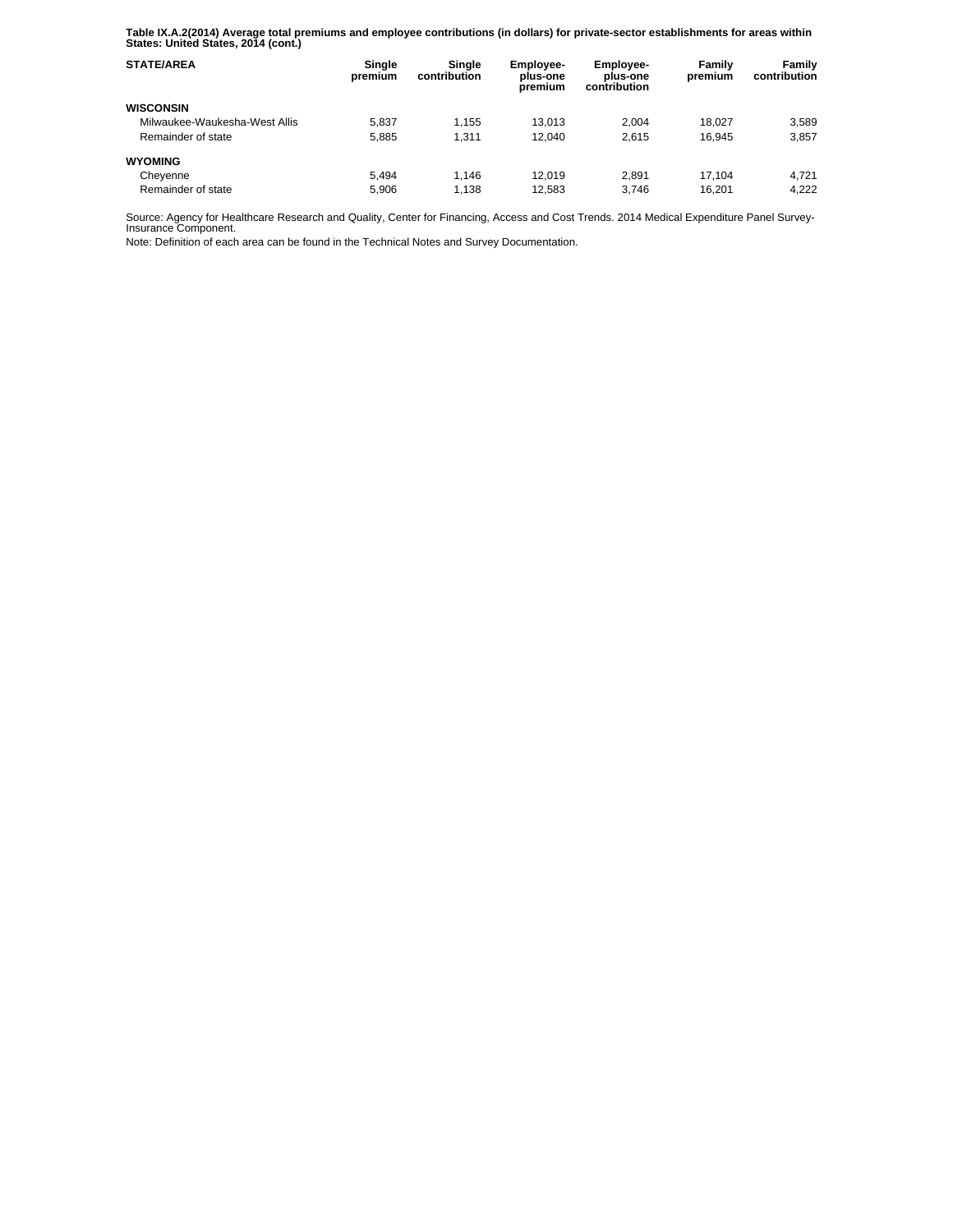**Table IX.A.2(2014) Average total premiums and employee contributions (in dollars) for private-sector establishments for areas within States: United States, 2014 (cont.)**

| STATE/AREA | Single premium | Single contribution | Employee-plus-one premium | Employee-plus-one contribution | Family premium | Family contribution |
|---|---|---|---|---|---|---|
| **WISCONSIN** | | | | | | |
| Milwaukee-Waukesha-West Allis | 5,837 | 1,155 | 13,013 | 2,004 | 18,027 | 3,589 |
| Remainder of state | 5,885 | 1,311 | 12,040 | 2,615 | 16,945 | 3,857 |
| **WYOMING** | | | | | | |
| Cheyenne | 5,494 | 1,146 | 12,019 | 2,891 | 17,104 | 4,721 |
| Remainder of state | 5,906 | 1,138 | 12,583 | 3,746 | 16,201 | 4,222 |

Source: Agency for Healthcare Research and Quality, Center for Financing, Access and Cost Trends. 2014 Medical Expenditure Panel Survey-Insurance Component.

Note: Definition of each area can be found in the Technical Notes and Survey Documentation.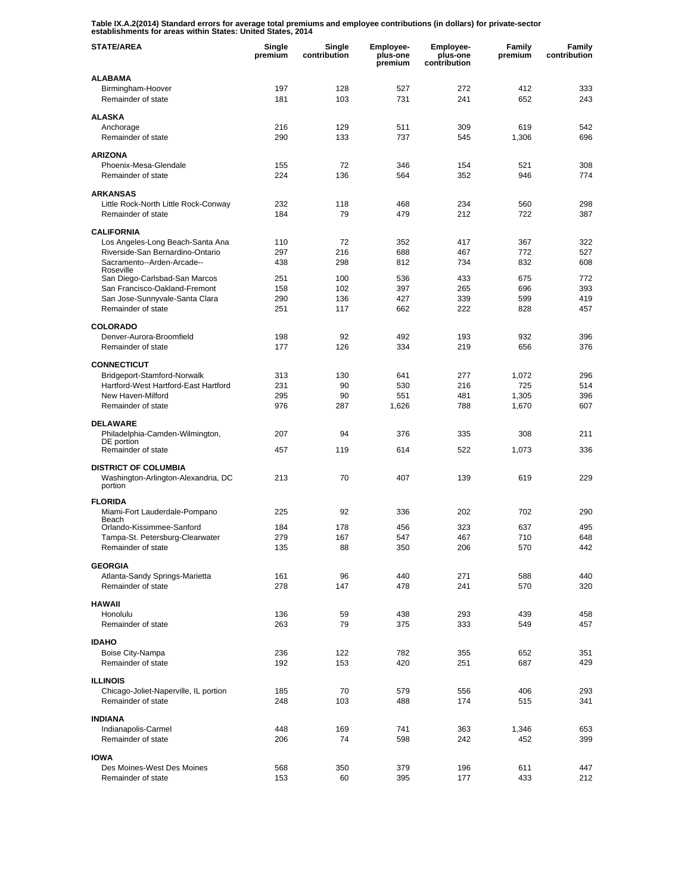**Table IX.A.2(2014) Standard errors for average total premiums and employee contributions (in dollars) for private-sector establishments for areas within States: United States, 2014**

| STATE/AREA | Single premium | Single contribution | Employee-plus-one premium | Employee-plus-one contribution | Family premium | Family contribution |
|---|---|---|---|---|---|---|
| **ALABAMA** | | | | | | |
| Birmingham-Hoover | 197 | 128 | 527 | 272 | 412 | 333 |
| Remainder of state | 181 | 103 | 731 | 241 | 652 | 243 |
| **ALASKA** | | | | | | |
| Anchorage | 216 | 129 | 511 | 309 | 619 | 542 |
| Remainder of state | 290 | 133 | 737 | 545 | 1,306 | 696 |
| **ARIZONA** | | | | | | |
| Phoenix-Mesa-Glendale | 155 | 72 | 346 | 154 | 521 | 308 |
| Remainder of state | 224 | 136 | 564 | 352 | 946 | 774 |
| **ARKANSAS** | | | | | | |
| Little Rock-North Little Rock-Conway | 232 | 118 | 468 | 234 | 560 | 298 |
| Remainder of state | 184 | 79 | 479 | 212 | 722 | 387 |
| **CALIFORNIA** | | | | | | |
| Los Angeles-Long Beach-Santa Ana | 110 | 72 | 352 | 417 | 367 | 322 |
| Riverside-San Bernardino-Ontario | 297 | 216 | 688 | 467 | 772 | 527 |
| Sacramento--Arden-Arcade--Roseville | 438 | 298 | 812 | 734 | 832 | 608 |
| San Diego-Carlsbad-San Marcos | 251 | 100 | 536 | 433 | 675 | 772 |
| San Francisco-Oakland-Fremont | 158 | 102 | 397 | 265 | 696 | 393 |
| San Jose-Sunnyvale-Santa Clara | 290 | 136 | 427 | 339 | 599 | 419 |
| Remainder of state | 251 | 117 | 662 | 222 | 828 | 457 |
| **COLORADO** | | | | | | |
| Denver-Aurora-Broomfield | 198 | 92 | 492 | 193 | 932 | 396 |
| Remainder of state | 177 | 126 | 334 | 219 | 656 | 376 |
| **CONNECTICUT** | | | | | | |
| Bridgeport-Stamford-Norwalk | 313 | 130 | 641 | 277 | 1,072 | 296 |
| Hartford-West Hartford-East Hartford | 231 | 90 | 530 | 216 | 725 | 514 |
| New Haven-Milford | 295 | 90 | 551 | 481 | 1,305 | 396 |
| Remainder of state | 976 | 287 | 1,626 | 788 | 1,670 | 607 |
| **DELAWARE** | | | | | | |
| Philadelphia-Camden-Wilmington, DE portion | 207 | 94 | 376 | 335 | 308 | 211 |
| Remainder of state | 457 | 119 | 614 | 522 | 1,073 | 336 |
| **DISTRICT OF COLUMBIA** | | | | | | |
| Washington-Arlington-Alexandria, DC portion | 213 | 70 | 407 | 139 | 619 | 229 |
| **FLORIDA** | | | | | | |
| Miami-Fort Lauderdale-Pompano Beach | 225 | 92 | 336 | 202 | 702 | 290 |
| Orlando-Kissimmee-Sanford | 184 | 178 | 456 | 323 | 637 | 495 |
| Tampa-St. Petersburg-Clearwater | 279 | 167 | 547 | 467 | 710 | 648 |
| Remainder of state | 135 | 88 | 350 | 206 | 570 | 442 |
| **GEORGIA** | | | | | | |
| Atlanta-Sandy Springs-Marietta | 161 | 96 | 440 | 271 | 588 | 440 |
| Remainder of state | 278 | 147 | 478 | 241 | 570 | 320 |
| **HAWAII** | | | | | | |
| Honolulu | 136 | 59 | 438 | 293 | 439 | 458 |
| Remainder of state | 263 | 79 | 375 | 333 | 549 | 457 |
| **IDAHO** | | | | | | |
| Boise City-Nampa | 236 | 122 | 782 | 355 | 652 | 351 |
| Remainder of state | 192 | 153 | 420 | 251 | 687 | 429 |
| **ILLINOIS** | | | | | | |
| Chicago-Joliet-Naperville, IL portion | 185 | 70 | 579 | 556 | 406 | 293 |
| Remainder of state | 248 | 103 | 488 | 174 | 515 | 341 |
| **INDIANA** | | | | | | |
| Indianapolis-Carmel | 448 | 169 | 741 | 363 | 1,346 | 653 |
| Remainder of state | 206 | 74 | 598 | 242 | 452 | 399 |
| **IOWA** | | | | | | |
| Des Moines-West Des Moines | 568 | 350 | 379 | 196 | 611 | 447 |
| Remainder of state | 153 | 60 | 395 | 177 | 433 | 212 |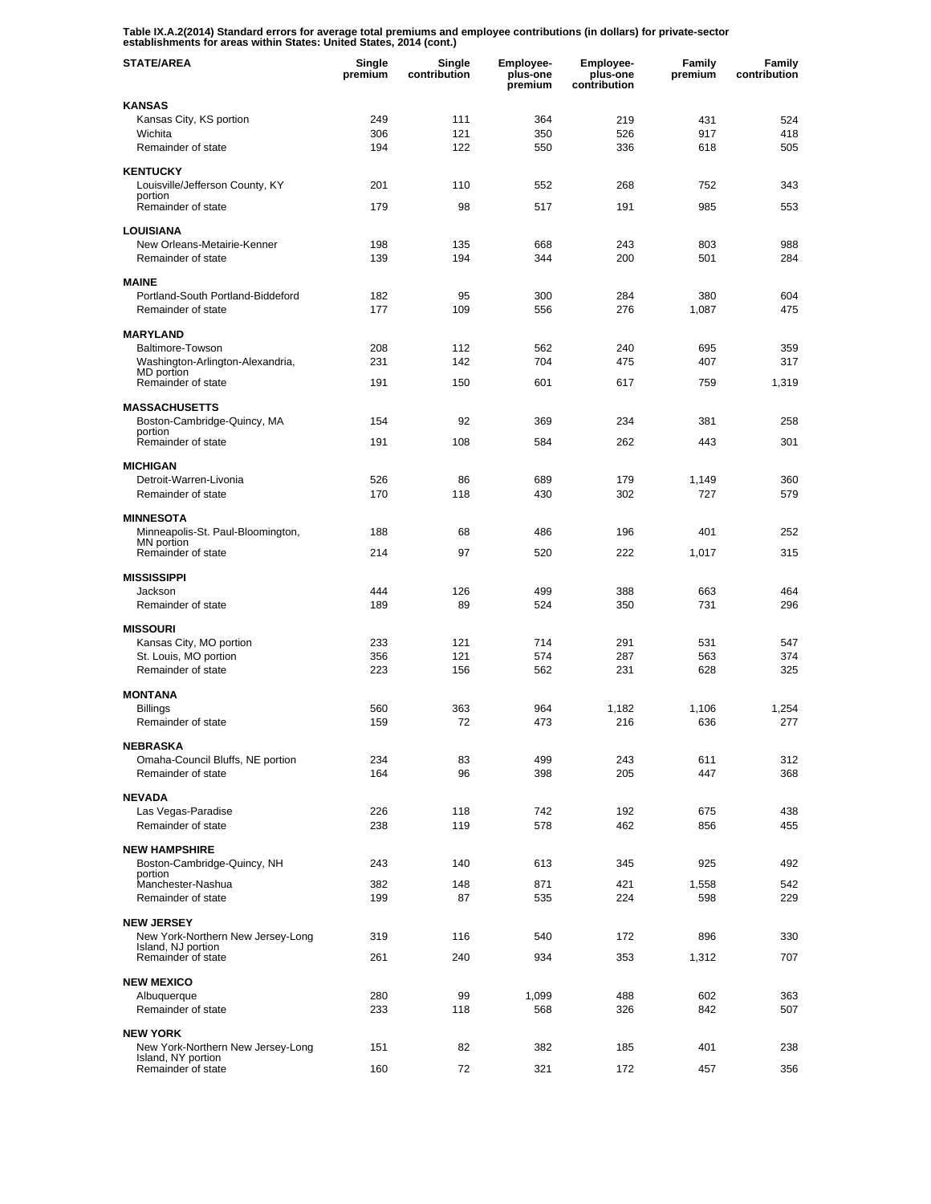**Table IX.A.2(2014) Standard errors for average total premiums and employee contributions (in dollars) for private-sector establishments for areas within States: United States, 2014 (cont.)**

| STATE/AREA | Single premium | Single contribution | Employee-plus-one premium | Employee-plus-one contribution | Family premium | Family contribution |
|---|---|---|---|---|---|---|
| **KANSAS** | | | | | | |
| Kansas City, KS portion | 249 | 111 | 364 | 219 | 431 | 524 |
| Wichita | 306 | 121 | 350 | 526 | 917 | 418 |
| Remainder of state | 194 | 122 | 550 | 336 | 618 | 505 |
| **KENTUCKY** | | | | | | |
| Louisville/Jefferson County, KY portion | 201 | 110 | 552 | 268 | 752 | 343 |
| Remainder of state | 179 | 98 | 517 | 191 | 985 | 553 |
| **LOUISIANA** | | | | | | |
| New Orleans-Metairie-Kenner | 198 | 135 | 668 | 243 | 803 | 988 |
| Remainder of state | 139 | 194 | 344 | 200 | 501 | 284 |
| **MAINE** | | | | | | |
| Portland-South Portland-Biddeford | 182 | 95 | 300 | 284 | 380 | 604 |
| Remainder of state | 177 | 109 | 556 | 276 | 1,087 | 475 |
| **MARYLAND** | | | | | | |
| Baltimore-Towson | 208 | 112 | 562 | 240 | 695 | 359 |
| Washington-Arlington-Alexandria, MD portion | 231 | 142 | 704 | 475 | 407 | 317 |
| Remainder of state | 191 | 150 | 601 | 617 | 759 | 1,319 |
| **MASSACHUSETTS** | | | | | | |
| Boston-Cambridge-Quincy, MA portion | 154 | 92 | 369 | 234 | 381 | 258 |
| Remainder of state | 191 | 108 | 584 | 262 | 443 | 301 |
| **MICHIGAN** | | | | | | |
| Detroit-Warren-Livonia | 526 | 86 | 689 | 179 | 1,149 | 360 |
| Remainder of state | 170 | 118 | 430 | 302 | 727 | 579 |
| **MINNESOTA** | | | | | | |
| Minneapolis-St. Paul-Bloomington, MN portion | 188 | 68 | 486 | 196 | 401 | 252 |
| Remainder of state | 214 | 97 | 520 | 222 | 1,017 | 315 |
| **MISSISSIPPI** | | | | | | |
| Jackson | 444 | 126 | 499 | 388 | 663 | 464 |
| Remainder of state | 189 | 89 | 524 | 350 | 731 | 296 |
| **MISSOURI** | | | | | | |
| Kansas City, MO portion | 233 | 121 | 714 | 291 | 531 | 547 |
| St. Louis, MO portion | 356 | 121 | 574 | 287 | 563 | 374 |
| Remainder of state | 223 | 156 | 562 | 231 | 628 | 325 |
| **MONTANA** | | | | | | |
| Billings | 560 | 363 | 964 | 1,182 | 1,106 | 1,254 |
| Remainder of state | 159 | 72 | 473 | 216 | 636 | 277 |
| **NEBRASKA** | | | | | | |
| Omaha-Council Bluffs, NE portion | 234 | 83 | 499 | 243 | 611 | 312 |
| Remainder of state | 164 | 96 | 398 | 205 | 447 | 368 |
| **NEVADA** | | | | | | |
| Las Vegas-Paradise | 226 | 118 | 742 | 192 | 675 | 438 |
| Remainder of state | 238 | 119 | 578 | 462 | 856 | 455 |
| **NEW HAMPSHIRE** | | | | | | |
| Boston-Cambridge-Quincy, NH portion | 243 | 140 | 613 | 345 | 925 | 492 |
| Manchester-Nashua | 382 | 148 | 871 | 421 | 1,558 | 542 |
| Remainder of state | 199 | 87 | 535 | 224 | 598 | 229 |
| **NEW JERSEY** | | | | | | |
| New York-Northern New Jersey-Long Island, NJ portion | 319 | 116 | 540 | 172 | 896 | 330 |
| Remainder of state | 261 | 240 | 934 | 353 | 1,312 | 707 |
| **NEW MEXICO** | | | | | | |
| Albuquerque | 280 | 99 | 1,099 | 488 | 602 | 363 |
| Remainder of state | 233 | 118 | 568 | 326 | 842 | 507 |
| **NEW YORK** | | | | | | |
| New York-Northern New Jersey-Long Island, NY portion | 151 | 82 | 382 | 185 | 401 | 238 |
| Remainder of state | 160 | 72 | 321 | 172 | 457 | 356 |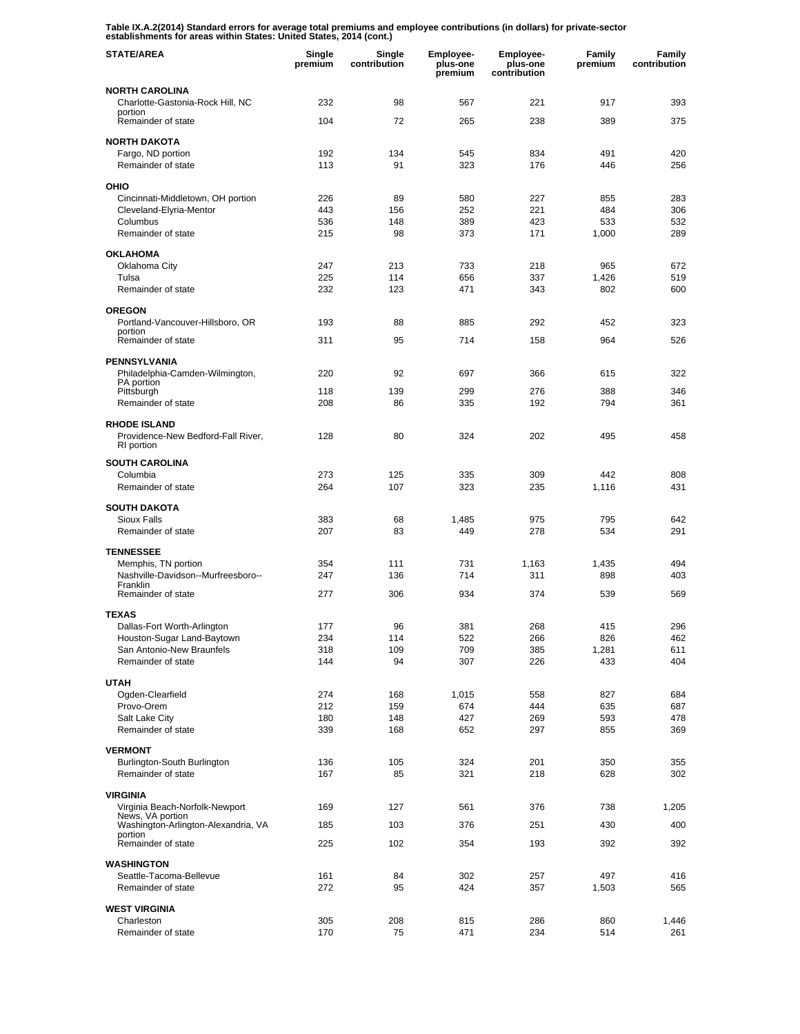**Table IX.A.2(2014) Standard errors for average total premiums and employee contributions (in dollars) for private-sector establishments for areas within States: United States, 2014 (cont.)**

| STATE/AREA | Single premium | Single contribution | Employee-plus-one premium | Employee-plus-one contribution | Family premium | Family contribution |
|---|---|---|---|---|---|---|
| **NORTH CAROLINA** | | | | | | |
| Charlotte-Gastonia-Rock Hill, NC portion | 232 | 98 | 567 | 221 | 917 | 393 |
| Remainder of state | 104 | 72 | 265 | 238 | 389 | 375 |
| **NORTH DAKOTA** | | | | | | |
| Fargo, ND portion | 192 | 134 | 545 | 834 | 491 | 420 |
| Remainder of state | 113 | 91 | 323 | 176 | 446 | 256 |
| **OHIO** | | | | | | |
| Cincinnati-Middletown, OH portion | 226 | 89 | 580 | 227 | 855 | 283 |
| Cleveland-Elyria-Mentor | 443 | 156 | 252 | 221 | 484 | 306 |
| Columbus | 536 | 148 | 389 | 423 | 533 | 532 |
| Remainder of state | 215 | 98 | 373 | 171 | 1,000 | 289 |
| **OKLAHOMA** | | | | | | |
| Oklahoma City | 247 | 213 | 733 | 218 | 965 | 672 |
| Tulsa | 225 | 114 | 656 | 337 | 1,426 | 519 |
| Remainder of state | 232 | 123 | 471 | 343 | 802 | 600 |
| **OREGON** | | | | | | |
| Portland-Vancouver-Hillsboro, OR portion | 193 | 88 | 885 | 292 | 452 | 323 |
| Remainder of state | 311 | 95 | 714 | 158 | 964 | 526 |
| **PENNSYLVANIA** | | | | | | |
| Philadelphia-Camden-Wilmington, PA portion | 220 | 92 | 697 | 366 | 615 | 322 |
| Pittsburgh | 118 | 139 | 299 | 276 | 388 | 346 |
| Remainder of state | 208 | 86 | 335 | 192 | 794 | 361 |
| **RHODE ISLAND** | | | | | | |
| Providence-New Bedford-Fall River, RI portion | 128 | 80 | 324 | 202 | 495 | 458 |
| **SOUTH CAROLINA** | | | | | | |
| Columbia | 273 | 125 | 335 | 309 | 442 | 808 |
| Remainder of state | 264 | 107 | 323 | 235 | 1,116 | 431 |
| **SOUTH DAKOTA** | | | | | | |
| Sioux Falls | 383 | 68 | 1,485 | 975 | 795 | 642 |
| Remainder of state | 207 | 83 | 449 | 278 | 534 | 291 |
| **TENNESSEE** | | | | | | |
| Memphis, TN portion | 354 | 111 | 731 | 1,163 | 1,435 | 494 |
| Nashville-Davidson--Murfreesboro--Franklin | 247 | 136 | 714 | 311 | 898 | 403 |
| Remainder of state | 277 | 306 | 934 | 374 | 539 | 569 |
| **TEXAS** | | | | | | |
| Dallas-Fort Worth-Arlington | 177 | 96 | 381 | 268 | 415 | 296 |
| Houston-Sugar Land-Baytown | 234 | 114 | 522 | 266 | 826 | 462 |
| San Antonio-New Braunfels | 318 | 109 | 709 | 385 | 1,281 | 611 |
| Remainder of state | 144 | 94 | 307 | 226 | 433 | 404 |
| **UTAH** | | | | | | |
| Ogden-Clearfield | 274 | 168 | 1,015 | 558 | 827 | 684 |
| Provo-Orem | 212 | 159 | 674 | 444 | 635 | 687 |
| Salt Lake City | 180 | 148 | 427 | 269 | 593 | 478 |
| Remainder of state | 339 | 168 | 652 | 297 | 855 | 369 |
| **VERMONT** | | | | | | |
| Burlington-South Burlington | 136 | 105 | 324 | 201 | 350 | 355 |
| Remainder of state | 167 | 85 | 321 | 218 | 628 | 302 |
| **VIRGINIA** | | | | | | |
| Virginia Beach-Norfolk-Newport News, VA portion | 169 | 127 | 561 | 376 | 738 | 1,205 |
| Washington-Arlington-Alexandria, VA portion | 185 | 103 | 376 | 251 | 430 | 400 |
| Remainder of state | 225 | 102 | 354 | 193 | 392 | 392 |
| **WASHINGTON** | | | | | | |
| Seattle-Tacoma-Bellevue | 161 | 84 | 302 | 257 | 497 | 416 |
| Remainder of state | 272 | 95 | 424 | 357 | 1,503 | 565 |
| **WEST VIRGINIA** | | | | | | |
| Charleston | 305 | 208 | 815 | 286 | 860 | 1,446 |
| Remainder of state | 170 | 75 | 471 | 234 | 514 | 261 |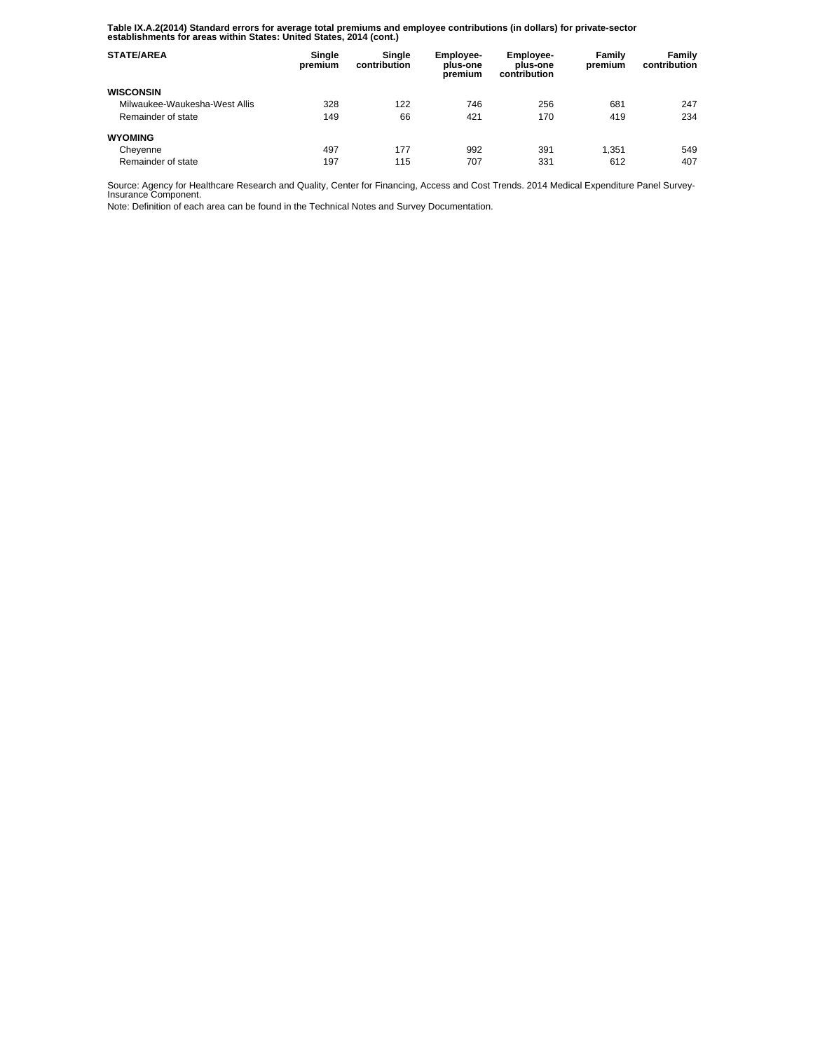**Table IX.A.2(2014) Standard errors for average total premiums and employee contributions (in dollars) for private-sector establishments for areas within States: United States, 2014 (cont.)**

| STATE/AREA | Single premium | Single contribution | Employee-plus-one premium | Employee-plus-one contribution | Family premium | Family contribution |
|---|---|---|---|---|---|---|
| **WISCONSIN** | | | | | | |
| Milwaukee-Waukesha-West Allis | 328 | 122 | 746 | 256 | 681 | 247 |
| Remainder of state | 149 | 66 | 421 | 170 | 419 | 234 |
| **WYOMING** | | | | | | |
| Cheyenne | 497 | 177 | 992 | 391 | 1,351 | 549 |
| Remainder of state | 197 | 115 | 707 | 331 | 612 | 407 |

Source: Agency for Healthcare Research and Quality, Center for Financing, Access and Cost Trends. 2014 Medical Expenditure Panel Survey-Insurance Component.

Note: Definition of each area can be found in the Technical Notes and Survey Documentation.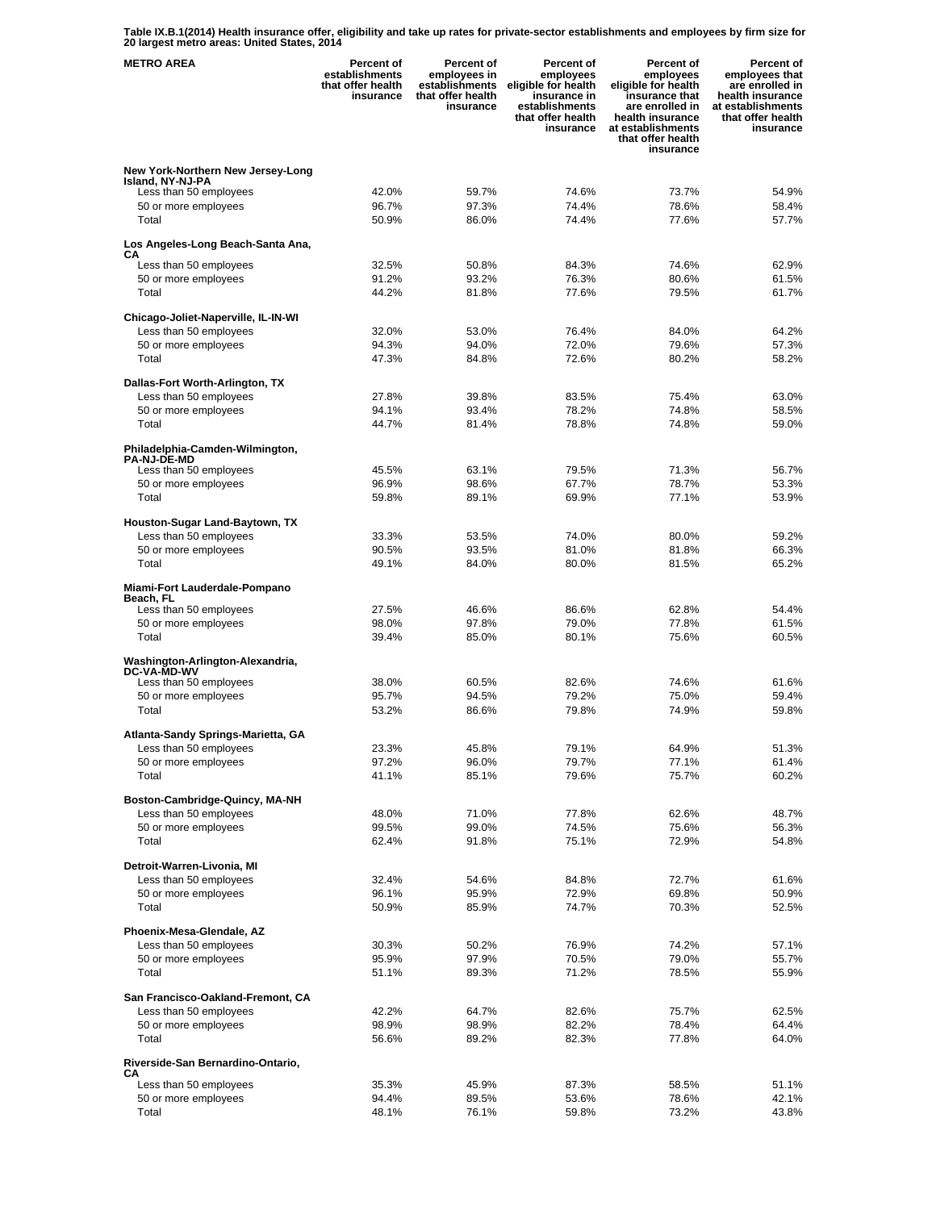**Table IX.B.1(2014) Health insurance offer, eligibility and take up rates for private-sector establishments and employees by firm size for 20 largest metro areas: United States, 2014**

| METRO AREA | Percent of establishments that offer health insurance | Percent of employees in establishments that offer health insurance | Percent of employees eligible for health insurance in establishments that offer health insurance | Percent of employees eligible for health insurance that are enrolled in health insurance at establishments that offer health insurance | Percent of employees that are enrolled in health insurance at establishments that offer health insurance |
|---|---|---|---|---|---|
| **New York-Northern New Jersey-Long Island, NY-NJ-PA** | | | | | |
| Less than 50 employees | 42.0% | 59.7% | 74.6% | 73.7% | 54.9% |
| 50 or more employees | 96.7% | 97.3% | 74.4% | 78.6% | 58.4% |
| Total | 50.9% | 86.0% | 74.4% | 77.6% | 57.7% |
| **Los Angeles-Long Beach-Santa Ana, CA** | | | | | |
| Less than 50 employees | 32.5% | 50.8% | 84.3% | 74.6% | 62.9% |
| 50 or more employees | 91.2% | 93.2% | 76.3% | 80.6% | 61.5% |
| Total | 44.2% | 81.8% | 77.6% | 79.5% | 61.7% |
| **Chicago-Joliet-Naperville, IL-IN-WI** | | | | | |
| Less than 50 employees | 32.0% | 53.0% | 76.4% | 84.0% | 64.2% |
| 50 or more employees | 94.3% | 94.0% | 72.0% | 79.6% | 57.3% |
| Total | 47.3% | 84.8% | 72.6% | 80.2% | 58.2% |
| **Dallas-Fort Worth-Arlington, TX** | | | | | |
| Less than 50 employees | 27.8% | 39.8% | 83.5% | 75.4% | 63.0% |
| 50 or more employees | 94.1% | 93.4% | 78.2% | 74.8% | 58.5% |
| Total | 44.7% | 81.4% | 78.8% | 74.8% | 59.0% |
| **Philadelphia-Camden-Wilmington, PA-NJ-DE-MD** | | | | | |
| Less than 50 employees | 45.5% | 63.1% | 79.5% | 71.3% | 56.7% |
| 50 or more employees | 96.9% | 98.6% | 67.7% | 78.7% | 53.3% |
| Total | 59.8% | 89.1% | 69.9% | 77.1% | 53.9% |
| **Houston-Sugar Land-Baytown, TX** | | | | | |
| Less than 50 employees | 33.3% | 53.5% | 74.0% | 80.0% | 59.2% |
| 50 or more employees | 90.5% | 93.5% | 81.0% | 81.8% | 66.3% |
| Total | 49.1% | 84.0% | 80.0% | 81.5% | 65.2% |
| **Miami-Fort Lauderdale-Pompano Beach, FL** | | | | | |
| Less than 50 employees | 27.5% | 46.6% | 86.6% | 62.8% | 54.4% |
| 50 or more employees | 98.0% | 97.8% | 79.0% | 77.8% | 61.5% |
| Total | 39.4% | 85.0% | 80.1% | 75.6% | 60.5% |
| **Washington-Arlington-Alexandria, DC-VA-MD-WV** | | | | | |
| Less than 50 employees | 38.0% | 60.5% | 82.6% | 74.6% | 61.6% |
| 50 or more employees | 95.7% | 94.5% | 79.2% | 75.0% | 59.4% |
| Total | 53.2% | 86.6% | 79.8% | 74.9% | 59.8% |
| **Atlanta-Sandy Springs-Marietta, GA** | | | | | |
| Less than 50 employees | 23.3% | 45.8% | 79.1% | 64.9% | 51.3% |
| 50 or more employees | 97.2% | 96.0% | 79.7% | 77.1% | 61.4% |
| Total | 41.1% | 85.1% | 79.6% | 75.7% | 60.2% |
| **Boston-Cambridge-Quincy, MA-NH** | | | | | |
| Less than 50 employees | 48.0% | 71.0% | 77.8% | 62.6% | 48.7% |
| 50 or more employees | 99.5% | 99.0% | 74.5% | 75.6% | 56.3% |
| Total | 62.4% | 91.8% | 75.1% | 72.9% | 54.8% |
| **Detroit-Warren-Livonia, MI** | | | | | |
| Less than 50 employees | 32.4% | 54.6% | 84.8% | 72.7% | 61.6% |
| 50 or more employees | 96.1% | 95.9% | 72.9% | 69.8% | 50.9% |
| Total | 50.9% | 85.9% | 74.7% | 70.3% | 52.5% |
| **Phoenix-Mesa-Glendale, AZ** | | | | | |
| Less than 50 employees | 30.3% | 50.2% | 76.9% | 74.2% | 57.1% |
| 50 or more employees | 95.9% | 97.9% | 70.5% | 79.0% | 55.7% |
| Total | 51.1% | 89.3% | 71.2% | 78.5% | 55.9% |
| **San Francisco-Oakland-Fremont, CA** | | | | | |
| Less than 50 employees | 42.2% | 64.7% | 82.6% | 75.7% | 62.5% |
| 50 or more employees | 98.9% | 98.9% | 82.2% | 78.4% | 64.4% |
| Total | 56.6% | 89.2% | 82.3% | 77.8% | 64.0% |
| **Riverside-San Bernardino-Ontario, CA** | | | | | |
| Less than 50 employees | 35.3% | 45.9% | 87.3% | 58.5% | 51.1% |
| 50 or more employees | 94.4% | 89.5% | 53.6% | 78.6% | 42.1% |
| Total | 48.1% | 76.1% | 59.8% | 73.2% | 43.8% |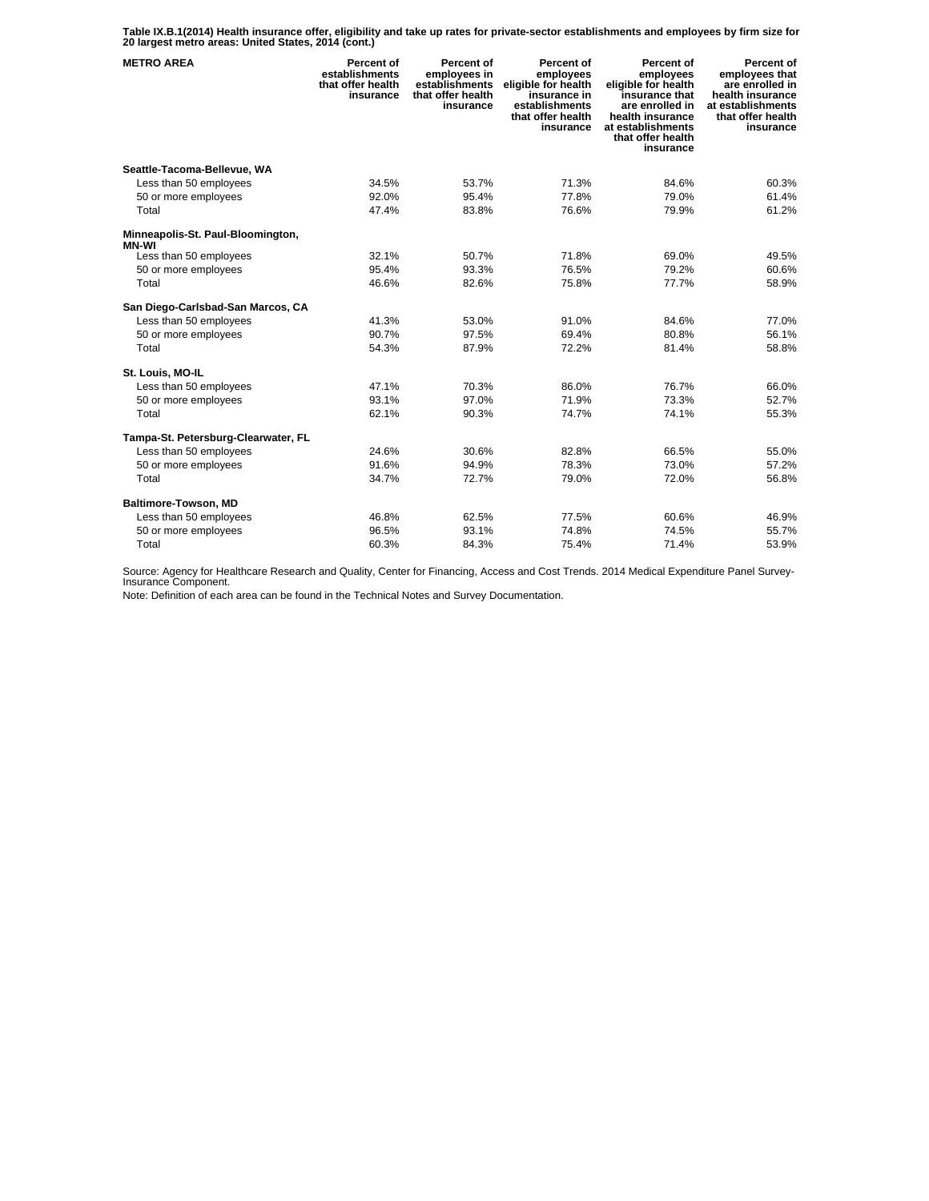**Table IX.B.1(2014) Health insurance offer, eligibility and take up rates for private-sector establishments and employees by firm size for 20 largest metro areas: United States, 2014 (cont.)**

| METRO AREA | Percent of establishments that offer health insurance | Percent of employees in establishments that offer health insurance | Percent of employees eligible for health insurance in establishments that offer health insurance | Percent of employees eligible for health insurance that are enrolled in health insurance at establishments that offer health insurance | Percent of employees that are enrolled in health insurance at establishments that offer health insurance |
|---|---|---|---|---|---|
| **Seattle-Tacoma-Bellevue, WA** | | | | | |
| Less than 50 employees | 34.5% | 53.7% | 71.3% | 84.6% | 60.3% |
| 50 or more employees | 92.0% | 95.4% | 77.8% | 79.0% | 61.4% |
| Total | 47.4% | 83.8% | 76.6% | 79.9% | 61.2% |
| **Minneapolis-St. Paul-Bloomington, MN-WI** | | | | | |
| Less than 50 employees | 32.1% | 50.7% | 71.8% | 69.0% | 49.5% |
| 50 or more employees | 95.4% | 93.3% | 76.5% | 79.2% | 60.6% |
| Total | 46.6% | 82.6% | 75.8% | 77.7% | 58.9% |
| **San Diego-Carlsbad-San Marcos, CA** | | | | | |
| Less than 50 employees | 41.3% | 53.0% | 91.0% | 84.6% | 77.0% |
| 50 or more employees | 90.7% | 97.5% | 69.4% | 80.8% | 56.1% |
| Total | 54.3% | 87.9% | 72.2% | 81.4% | 58.8% |
| **St. Louis, MO-IL** | | | | | |
| Less than 50 employees | 47.1% | 70.3% | 86.0% | 76.7% | 66.0% |
| 50 or more employees | 93.1% | 97.0% | 71.9% | 73.3% | 52.7% |
| Total | 62.1% | 90.3% | 74.7% | 74.1% | 55.3% |
| **Tampa-St. Petersburg-Clearwater, FL** | | | | | |
| Less than 50 employees | 24.6% | 30.6% | 82.8% | 66.5% | 55.0% |
| 50 or more employees | 91.6% | 94.9% | 78.3% | 73.0% | 57.2% |
| Total | 34.7% | 72.7% | 79.0% | 72.0% | 56.8% |
| **Baltimore-Towson, MD** | | | | | |
| Less than 50 employees | 46.8% | 62.5% | 77.5% | 60.6% | 46.9% |
| 50 or more employees | 96.5% | 93.1% | 74.8% | 74.5% | 55.7% |
| Total | 60.3% | 84.3% | 75.4% | 71.4% | 53.9% |

Source: Agency for Healthcare Research and Quality, Center for Financing, Access and Cost Trends. 2014 Medical Expenditure Panel Survey-Insurance Component.

Note: Definition of each area can be found in the Technical Notes and Survey Documentation.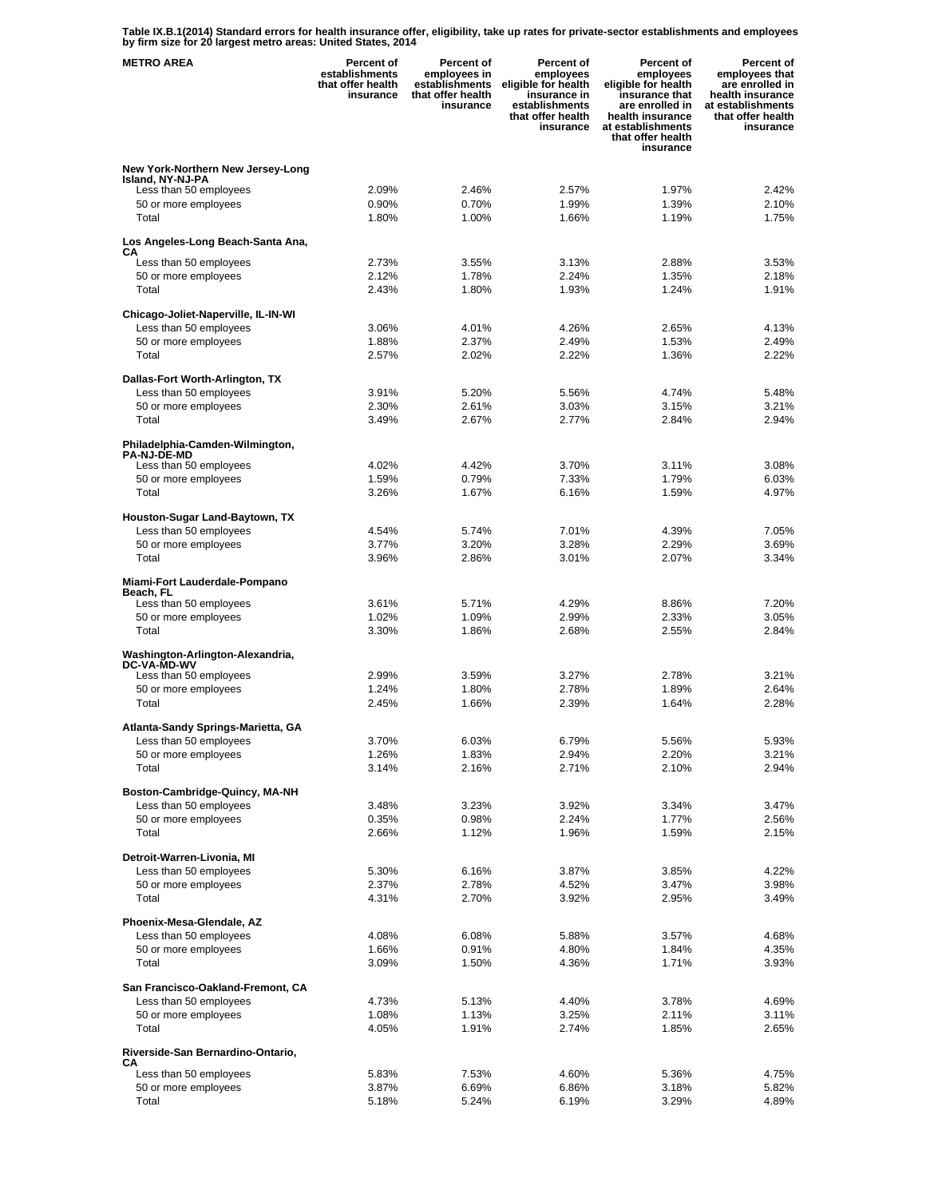**Table IX.B.1(2014) Standard errors for health insurance offer, eligibility, take up rates for private-sector establishments and employees by firm size for 20 largest metro areas: United States, 2014**

| METRO AREA | Percent of establishments that offer health insurance | Percent of employees in establishments that offer health insurance | Percent of employees eligible for health insurance in establishments that offer health insurance | Percent of employees eligible for health insurance that are enrolled in health insurance at establishments that offer health insurance | Percent of employees that are enrolled in health insurance at establishments that offer health insurance |
|---|---|---|---|---|---|
| **New York-Northern New Jersey-Long Island, NY-NJ-PA** | | | | | |
| Less than 50 employees | 2.09% | 2.46% | 2.57% | 1.97% | 2.42% |
| 50 or more employees | 0.90% | 0.70% | 1.99% | 1.39% | 2.10% |
| Total | 1.80% | 1.00% | 1.66% | 1.19% | 1.75% |
| **Los Angeles-Long Beach-Santa Ana, CA** | | | | | |
| Less than 50 employees | 2.73% | 3.55% | 3.13% | 2.88% | 3.53% |
| 50 or more employees | 2.12% | 1.78% | 2.24% | 1.35% | 2.18% |
| Total | 2.43% | 1.80% | 1.93% | 1.24% | 1.91% |
| **Chicago-Joliet-Naperville, IL-IN-WI** | | | | | |
| Less than 50 employees | 3.06% | 4.01% | 4.26% | 2.65% | 4.13% |
| 50 or more employees | 1.88% | 2.37% | 2.49% | 1.53% | 2.49% |
| Total | 2.57% | 2.02% | 2.22% | 1.36% | 2.22% |
| **Dallas-Fort Worth-Arlington, TX** | | | | | |
| Less than 50 employees | 3.91% | 5.20% | 5.56% | 4.74% | 5.48% |
| 50 or more employees | 2.30% | 2.61% | 3.03% | 3.15% | 3.21% |
| Total | 3.49% | 2.67% | 2.77% | 2.84% | 2.94% |
| **Philadelphia-Camden-Wilmington, PA-NJ-DE-MD** | | | | | |
| Less than 50 employees | 4.02% | 4.42% | 3.70% | 3.11% | 3.08% |
| 50 or more employees | 1.59% | 0.79% | 7.33% | 1.79% | 6.03% |
| Total | 3.26% | 1.67% | 6.16% | 1.59% | 4.97% |
| **Houston-Sugar Land-Baytown, TX** | | | | | |
| Less than 50 employees | 4.54% | 5.74% | 7.01% | 4.39% | 7.05% |
| 50 or more employees | 3.77% | 3.20% | 3.28% | 2.29% | 3.69% |
| Total | 3.96% | 2.86% | 3.01% | 2.07% | 3.34% |
| **Miami-Fort Lauderdale-Pompano Beach, FL** | | | | | |
| Less than 50 employees | 3.61% | 5.71% | 4.29% | 8.86% | 7.20% |
| 50 or more employees | 1.02% | 1.09% | 2.99% | 2.33% | 3.05% |
| Total | 3.30% | 1.86% | 2.68% | 2.55% | 2.84% |
| **Washington-Arlington-Alexandria, DC-VA-MD-WV** | | | | | |
| Less than 50 employees | 2.99% | 3.59% | 3.27% | 2.78% | 3.21% |
| 50 or more employees | 1.24% | 1.80% | 2.78% | 1.89% | 2.64% |
| Total | 2.45% | 1.66% | 2.39% | 1.64% | 2.28% |
| **Atlanta-Sandy Springs-Marietta, GA** | | | | | |
| Less than 50 employees | 3.70% | 6.03% | 6.79% | 5.56% | 5.93% |
| 50 or more employees | 1.26% | 1.83% | 2.94% | 2.20% | 3.21% |
| Total | 3.14% | 2.16% | 2.71% | 2.10% | 2.94% |
| **Boston-Cambridge-Quincy, MA-NH** | | | | | |
| Less than 50 employees | 3.48% | 3.23% | 3.92% | 3.34% | 3.47% |
| 50 or more employees | 0.35% | 0.98% | 2.24% | 1.77% | 2.56% |
| Total | 2.66% | 1.12% | 1.96% | 1.59% | 2.15% |
| **Detroit-Warren-Livonia, MI** | | | | | |
| Less than 50 employees | 5.30% | 6.16% | 3.87% | 3.85% | 4.22% |
| 50 or more employees | 2.37% | 2.78% | 4.52% | 3.47% | 3.98% |
| Total | 4.31% | 2.70% | 3.92% | 2.95% | 3.49% |
| **Phoenix-Mesa-Glendale, AZ** | | | | | |
| Less than 50 employees | 4.08% | 6.08% | 5.88% | 3.57% | 4.68% |
| 50 or more employees | 1.66% | 0.91% | 4.80% | 1.84% | 4.35% |
| Total | 3.09% | 1.50% | 4.36% | 1.71% | 3.93% |
| **San Francisco-Oakland-Fremont, CA** | | | | | |
| Less than 50 employees | 4.73% | 5.13% | 4.40% | 3.78% | 4.69% |
| 50 or more employees | 1.08% | 1.13% | 3.25% | 2.11% | 3.11% |
| Total | 4.05% | 1.91% | 2.74% | 1.85% | 2.65% |
| **Riverside-San Bernardino-Ontario, CA** | | | | | |
| Less than 50 employees | 5.83% | 7.53% | 4.60% | 5.36% | 4.75% |
| 50 or more employees | 3.87% | 6.69% | 6.86% | 3.18% | 5.82% |
| Total | 5.18% | 5.24% | 6.19% | 3.29% | 4.89% |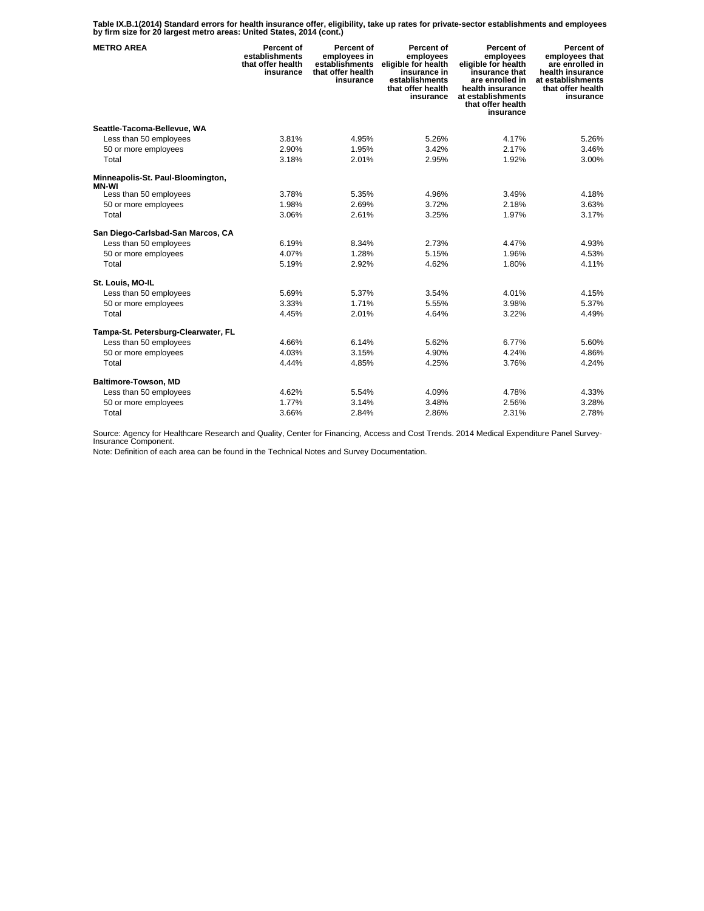**Table IX.B.1(2014) Standard errors for health insurance offer, eligibility, take up rates for private-sector establishments and employees by firm size for 20 largest metro areas: United States, 2014 (cont.)**

| METRO AREA | Percent of establishments that offer health insurance | Percent of employees in establishments that offer health insurance | Percent of employees eligible for health insurance in establishments that offer health insurance | Percent of employees eligible for health insurance that are enrolled in health insurance at establishments that offer health insurance | Percent of employees that are enrolled in health insurance at establishments that offer health insurance |
|---|---|---|---|---|---|
| **Seattle-Tacoma-Bellevue, WA** | | | | | |
| Less than 50 employees | 3.81% | 4.95% | 5.26% | 4.17% | 5.26% |
| 50 or more employees | 2.90% | 1.95% | 3.42% | 2.17% | 3.46% |
| Total | 3.18% | 2.01% | 2.95% | 1.92% | 3.00% |
| **Minneapolis-St. Paul-Bloomington, MN-WI** | | | | | |
| Less than 50 employees | 3.78% | 5.35% | 4.96% | 3.49% | 4.18% |
| 50 or more employees | 1.98% | 2.69% | 3.72% | 2.18% | 3.63% |
| Total | 3.06% | 2.61% | 3.25% | 1.97% | 3.17% |
| **San Diego-Carlsbad-San Marcos, CA** | | | | | |
| Less than 50 employees | 6.19% | 8.34% | 2.73% | 4.47% | 4.93% |
| 50 or more employees | 4.07% | 1.28% | 5.15% | 1.96% | 4.53% |
| Total | 5.19% | 2.92% | 4.62% | 1.80% | 4.11% |
| **St. Louis, MO-IL** | | | | | |
| Less than 50 employees | 5.69% | 5.37% | 3.54% | 4.01% | 4.15% |
| 50 or more employees | 3.33% | 1.71% | 5.55% | 3.98% | 5.37% |
| Total | 4.45% | 2.01% | 4.64% | 3.22% | 4.49% |
| **Tampa-St. Petersburg-Clearwater, FL** | | | | | |
| Less than 50 employees | 4.66% | 6.14% | 5.62% | 6.77% | 5.60% |
| 50 or more employees | 4.03% | 3.15% | 4.90% | 4.24% | 4.86% |
| Total | 4.44% | 4.85% | 4.25% | 3.76% | 4.24% |
| **Baltimore-Towson, MD** | | | | | |
| Less than 50 employees | 4.62% | 5.54% | 4.09% | 4.78% | 4.33% |
| 50 or more employees | 1.77% | 3.14% | 3.48% | 2.56% | 3.28% |
| Total | 3.66% | 2.84% | 2.86% | 2.31% | 2.78% |

Source: Agency for Healthcare Research and Quality, Center for Financing, Access and Cost Trends. 2014 Medical Expenditure Panel Survey-Insurance Component.

Note: Definition of each area can be found in the Technical Notes and Survey Documentation.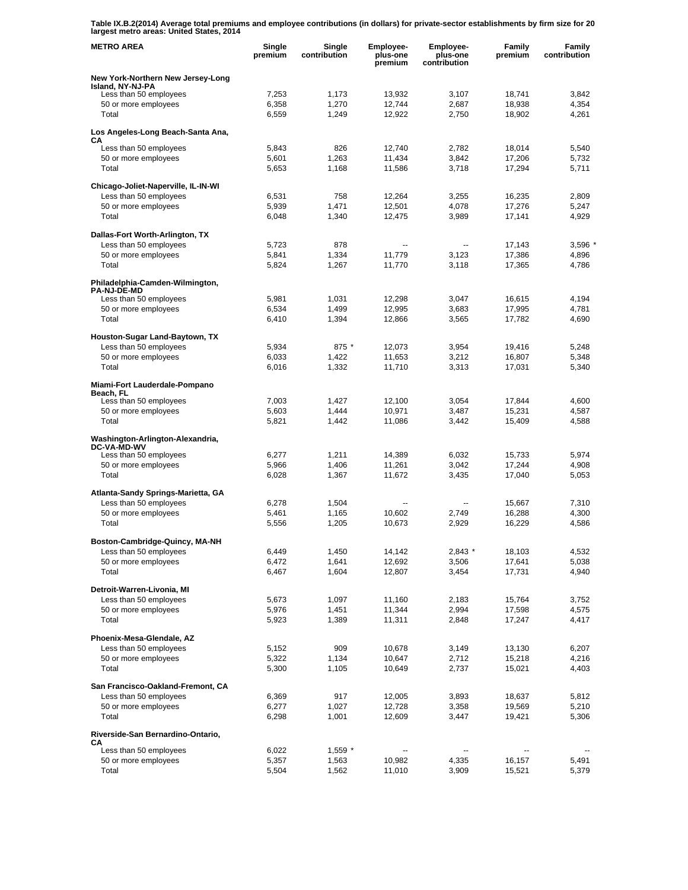**Table IX.B.2(2014) Average total premiums and employee contributions (in dollars) for private-sector establishments by firm size for 20 largest metro areas: United States, 2014**

| METRO AREA | Single premium | Single contribution | Employee-plus-one premium | Employee-plus-one contribution | Family premium | Family contribution |
|---|---|---|---|---|---|---|
| **New York-Northern New Jersey-Long Island, NY-NJ-PA** | | | | | | |
| Less than 50 employees | 7,253 | 1,173 | 13,932 | 3,107 | 18,741 | 3,842 |
| 50 or more employees | 6,358 | 1,270 | 12,744 | 2,687 | 18,938 | 4,354 |
| Total | 6,559 | 1,249 | 12,922 | 2,750 | 18,902 | 4,261 |
| **Los Angeles-Long Beach-Santa Ana, CA** | | | | | | |
| Less than 50 employees | 5,843 | 826 | 12,740 | 2,782 | 18,014 | 5,540 |
| 50 or more employees | 5,601 | 1,263 | 11,434 | 3,842 | 17,206 | 5,732 |
| Total | 5,653 | 1,168 | 11,586 | 3,718 | 17,294 | 5,711 |
| **Chicago-Joliet-Naperville, IL-IN-WI** | | | | | | |
| Less than 50 employees | 6,531 | 758 | 12,264 | 3,255 | 16,235 | 2,809 |
| 50 or more employees | 5,939 | 1,471 | 12,501 | 4,078 | 17,276 | 5,247 |
| Total | 6,048 | 1,340 | 12,475 | 3,989 | 17,141 | 4,929 |
| **Dallas-Fort Worth-Arlington, TX** | | | | | | |
| Less than 50 employees | 5,723 | 878 | -- | -- | 17,143 | 3,596 * |
| 50 or more employees | 5,841 | 1,334 | 11,779 | 3,123 | 17,386 | 4,896 |
| Total | 5,824 | 1,267 | 11,770 | 3,118 | 17,365 | 4,786 |
| **Philadelphia-Camden-Wilmington, PA-NJ-DE-MD** | | | | | | |
| Less than 50 employees | 5,981 | 1,031 | 12,298 | 3,047 | 16,615 | 4,194 |
| 50 or more employees | 6,534 | 1,499 | 12,995 | 3,683 | 17,995 | 4,781 |
| Total | 6,410 | 1,394 | 12,866 | 3,565 | 17,782 | 4,690 |
| **Houston-Sugar Land-Baytown, TX** | | | | | | |
| Less than 50 employees | 5,934 | 875 * | 12,073 | 3,954 | 19,416 | 5,248 |
| 50 or more employees | 6,033 | 1,422 | 11,653 | 3,212 | 16,807 | 5,348 |
| Total | 6,016 | 1,332 | 11,710 | 3,313 | 17,031 | 5,340 |
| **Miami-Fort Lauderdale-Pompano Beach, FL** | | | | | | |
| Less than 50 employees | 7,003 | 1,427 | 12,100 | 3,054 | 17,844 | 4,600 |
| 50 or more employees | 5,603 | 1,444 | 10,971 | 3,487 | 15,231 | 4,587 |
| Total | 5,821 | 1,442 | 11,086 | 3,442 | 15,409 | 4,588 |
| **Washington-Arlington-Alexandria, DC-VA-MD-WV** | | | | | | |
| Less than 50 employees | 6,277 | 1,211 | 14,389 | 6,032 | 15,733 | 5,974 |
| 50 or more employees | 5,966 | 1,406 | 11,261 | 3,042 | 17,244 | 4,908 |
| Total | 6,028 | 1,367 | 11,672 | 3,435 | 17,040 | 5,053 |
| **Atlanta-Sandy Springs-Marietta, GA** | | | | | | |
| Less than 50 employees | 6,278 | 1,504 | -- | -- | 15,667 | 7,310 |
| 50 or more employees | 5,461 | 1,165 | 10,602 | 2,749 | 16,288 | 4,300 |
| Total | 5,556 | 1,205 | 10,673 | 2,929 | 16,229 | 4,586 |
| **Boston-Cambridge-Quincy, MA-NH** | | | | | | |
| Less than 50 employees | 6,449 | 1,450 | 14,142 | 2,843 * | 18,103 | 4,532 |
| 50 or more employees | 6,472 | 1,641 | 12,692 | 3,506 | 17,641 | 5,038 |
| Total | 6,467 | 1,604 | 12,807 | 3,454 | 17,731 | 4,940 |
| **Detroit-Warren-Livonia, MI** | | | | | | |
| Less than 50 employees | 5,673 | 1,097 | 11,160 | 2,183 | 15,764 | 3,752 |
| 50 or more employees | 5,976 | 1,451 | 11,344 | 2,994 | 17,598 | 4,575 |
| Total | 5,923 | 1,389 | 11,311 | 2,848 | 17,247 | 4,417 |
| **Phoenix-Mesa-Glendale, AZ** | | | | | | |
| Less than 50 employees | 5,152 | 909 | 10,678 | 3,149 | 13,130 | 6,207 |
| 50 or more employees | 5,322 | 1,134 | 10,647 | 2,712 | 15,218 | 4,216 |
| Total | 5,300 | 1,105 | 10,649 | 2,737 | 15,021 | 4,403 |
| **San Francisco-Oakland-Fremont, CA** | | | | | | |
| Less than 50 employees | 6,369 | 917 | 12,005 | 3,893 | 18,637 | 5,812 |
| 50 or more employees | 6,277 | 1,027 | 12,728 | 3,358 | 19,569 | 5,210 |
| Total | 6,298 | 1,001 | 12,609 | 3,447 | 19,421 | 5,306 |
| **Riverside-San Bernardino-Ontario, CA** | | | | | | |
| Less than 50 employees | 6,022 | 1,559 * | -- | -- | -- | -- |
| 50 or more employees | 5,357 | 1,563 | 10,982 | 4,335 | 16,157 | 5,491 |
| Total | 5,504 | 1,562 | 11,010 | 3,909 | 15,521 | 5,379 |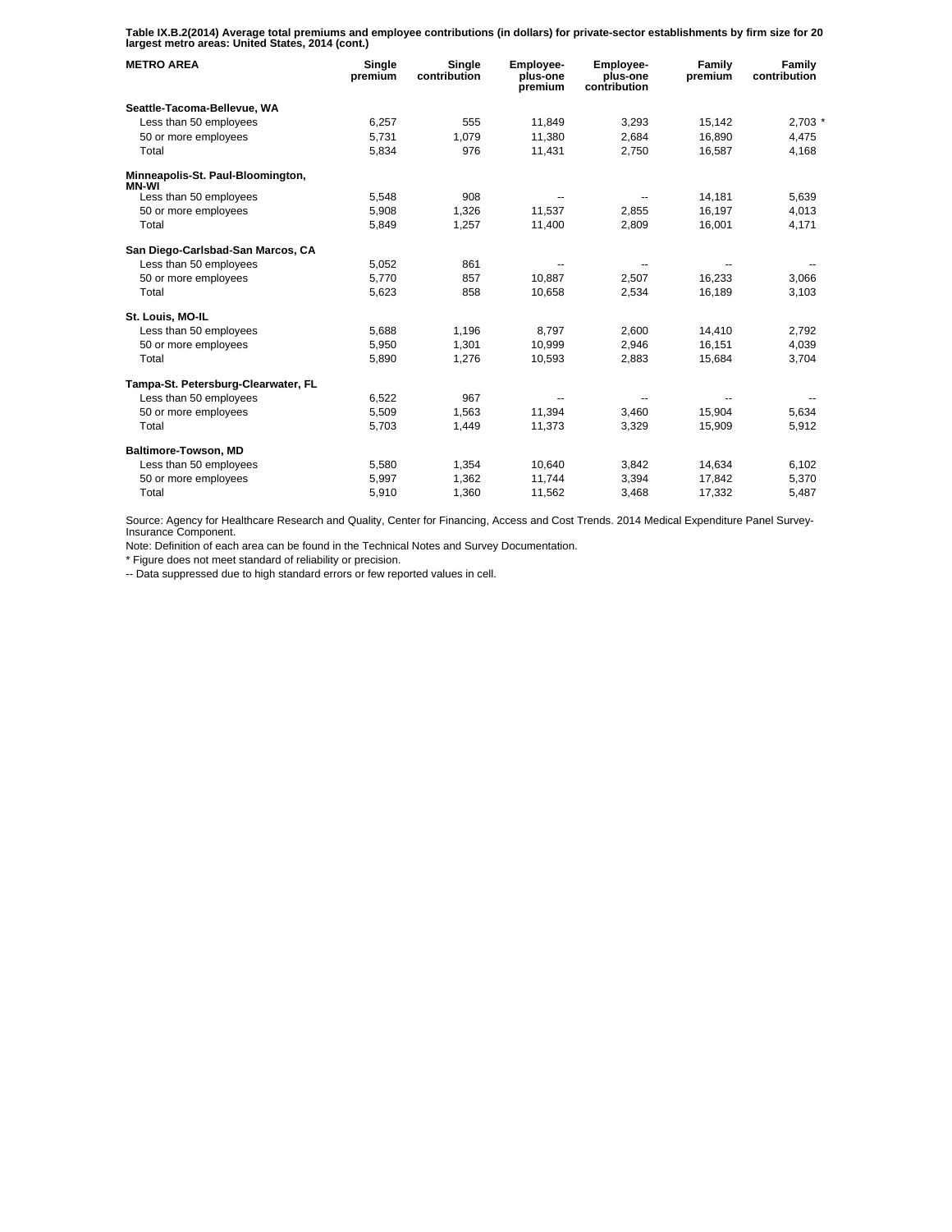**Table IX.B.2(2014) Average total premiums and employee contributions (in dollars) for private-sector establishments by firm size for 20 largest metro areas: United States, 2014 (cont.)**

| METRO AREA | Single premium | Single contribution | Employee-plus-one premium | Employee-plus-one contribution | Family premium | Family contribution |
|---|---|---|---|---|---|---|
| **Seattle-Tacoma-Bellevue, WA** | | | | | | |
| Less than 50 employees | 6,257 | 555 | 11,849 | 3,293 | 15,142 | 2,703 * |
| 50 or more employees | 5,731 | 1,079 | 11,380 | 2,684 | 16,890 | 4,475 |
| Total | 5,834 | 976 | 11,431 | 2,750 | 16,587 | 4,168 |
| **Minneapolis-St. Paul-Bloomington, MN-WI** | | | | | | |
| Less than 50 employees | 5,548 | 908 | -- | -- | 14,181 | 5,639 |
| 50 or more employees | 5,908 | 1,326 | 11,537 | 2,855 | 16,197 | 4,013 |
| Total | 5,849 | 1,257 | 11,400 | 2,809 | 16,001 | 4,171 |
| **San Diego-Carlsbad-San Marcos, CA** | | | | | | |
| Less than 50 employees | 5,052 | 861 | -- | -- | -- | -- |
| 50 or more employees | 5,770 | 857 | 10,887 | 2,507 | 16,233 | 3,066 |
| Total | 5,623 | 858 | 10,658 | 2,534 | 16,189 | 3,103 |
| **St. Louis, MO-IL** | | | | | | |
| Less than 50 employees | 5,688 | 1,196 | 8,797 | 2,600 | 14,410 | 2,792 |
| 50 or more employees | 5,950 | 1,301 | 10,999 | 2,946 | 16,151 | 4,039 |
| Total | 5,890 | 1,276 | 10,593 | 2,883 | 15,684 | 3,704 |
| **Tampa-St. Petersburg-Clearwater, FL** | | | | | | |
| Less than 50 employees | 6,522 | 967 | -- | -- | -- | -- |
| 50 or more employees | 5,509 | 1,563 | 11,394 | 3,460 | 15,904 | 5,634 |
| Total | 5,703 | 1,449 | 11,373 | 3,329 | 15,909 | 5,912 |
| **Baltimore-Towson, MD** | | | | | | |
| Less than 50 employees | 5,580 | 1,354 | 10,640 | 3,842 | 14,634 | 6,102 |
| 50 or more employees | 5,997 | 1,362 | 11,744 | 3,394 | 17,842 | 5,370 |
| Total | 5,910 | 1,360 | 11,562 | 3,468 | 17,332 | 5,487 |

Source: Agency for Healthcare Research and Quality, Center for Financing, Access and Cost Trends. 2014 Medical Expenditure Panel Survey-Insurance Component.

Note: Definition of each area can be found in the Technical Notes and Survey Documentation.

* Figure does not meet standard of reliability or precision.

-- Data suppressed due to high standard errors or few reported values in cell.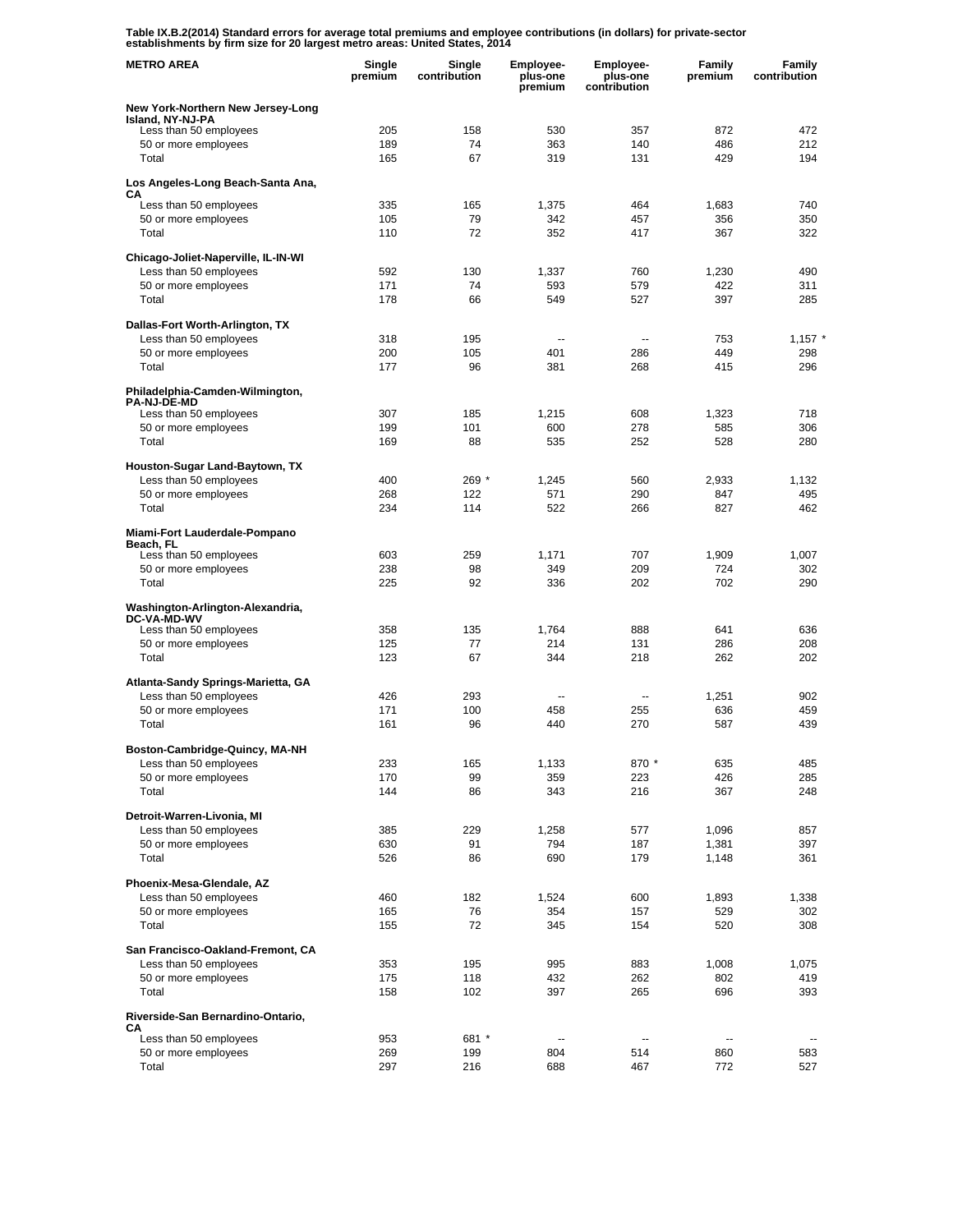**Table IX.B.2(2014) Standard errors for average total premiums and employee contributions (in dollars) for private-sector establishments by firm size for 20 largest metro areas: United States, 2014**

| METRO AREA | Single premium | Single contribution | Employee-plus-one premium | Employee-plus-one contribution | Family premium | Family contribution |
|---|---|---|---|---|---|---|
| **New York-Northern New Jersey-Long Island, NY-NJ-PA** | | | | | | |
| Less than 50 employees | 205 | 158 | 530 | 357 | 872 | 472 |
| 50 or more employees | 189 | 74 | 363 | 140 | 486 | 212 |
| Total | 165 | 67 | 319 | 131 | 429 | 194 |
| **Los Angeles-Long Beach-Santa Ana, CA** | | | | | | |
| Less than 50 employees | 335 | 165 | 1,375 | 464 | 1,683 | 740 |
| 50 or more employees | 105 | 79 | 342 | 457 | 356 | 350 |
| Total | 110 | 72 | 352 | 417 | 367 | 322 |
| **Chicago-Joliet-Naperville, IL-IN-WI** | | | | | | |
| Less than 50 employees | 592 | 130 | 1,337 | 760 | 1,230 | 490 |
| 50 or more employees | 171 | 74 | 593 | 579 | 422 | 311 |
| Total | 178 | 66 | 549 | 527 | 397 | 285 |
| **Dallas-Fort Worth-Arlington, TX** | | | | | | |
| Less than 50 employees | 318 | 195 | -- | -- | 753 | 1,157 * |
| 50 or more employees | 200 | 105 | 401 | 286 | 449 | 298 |
| Total | 177 | 96 | 381 | 268 | 415 | 296 |
| **Philadelphia-Camden-Wilmington, PA-NJ-DE-MD** | | | | | | |
| Less than 50 employees | 307 | 185 | 1,215 | 608 | 1,323 | 718 |
| 50 or more employees | 199 | 101 | 600 | 278 | 585 | 306 |
| Total | 169 | 88 | 535 | 252 | 528 | 280 |
| **Houston-Sugar Land-Baytown, TX** | | | | | | |
| Less than 50 employees | 400 | 269 * | 1,245 | 560 | 2,933 | 1,132 |
| 50 or more employees | 268 | 122 | 571 | 290 | 847 | 495 |
| Total | 234 | 114 | 522 | 266 | 827 | 462 |
| **Miami-Fort Lauderdale-Pompano Beach, FL** | | | | | | |
| Less than 50 employees | 603 | 259 | 1,171 | 707 | 1,909 | 1,007 |
| 50 or more employees | 238 | 98 | 349 | 209 | 724 | 302 |
| Total | 225 | 92 | 336 | 202 | 702 | 290 |
| **Washington-Arlington-Alexandria, DC-VA-MD-WV** | | | | | | |
| Less than 50 employees | 358 | 135 | 1,764 | 888 | 641 | 636 |
| 50 or more employees | 125 | 77 | 214 | 131 | 286 | 208 |
| Total | 123 | 67 | 344 | 218 | 262 | 202 |
| **Atlanta-Sandy Springs-Marietta, GA** | | | | | | |
| Less than 50 employees | 426 | 293 | -- | -- | 1,251 | 902 |
| 50 or more employees | 171 | 100 | 458 | 255 | 636 | 459 |
| Total | 161 | 96 | 440 | 270 | 587 | 439 |
| **Boston-Cambridge-Quincy, MA-NH** | | | | | | |
| Less than 50 employees | 233 | 165 | 1,133 | 870 * | 635 | 485 |
| 50 or more employees | 170 | 99 | 359 | 223 | 426 | 285 |
| Total | 144 | 86 | 343 | 216 | 367 | 248 |
| **Detroit-Warren-Livonia, MI** | | | | | | |
| Less than 50 employees | 385 | 229 | 1,258 | 577 | 1,096 | 857 |
| 50 or more employees | 630 | 91 | 794 | 187 | 1,381 | 397 |
| Total | 526 | 86 | 690 | 179 | 1,148 | 361 |
| **Phoenix-Mesa-Glendale, AZ** | | | | | | |
| Less than 50 employees | 460 | 182 | 1,524 | 600 | 1,893 | 1,338 |
| 50 or more employees | 165 | 76 | 354 | 157 | 529 | 302 |
| Total | 155 | 72 | 345 | 154 | 520 | 308 |
| **San Francisco-Oakland-Fremont, CA** | | | | | | |
| Less than 50 employees | 353 | 195 | 995 | 883 | 1,008 | 1,075 |
| 50 or more employees | 175 | 118 | 432 | 262 | 802 | 419 |
| Total | 158 | 102 | 397 | 265 | 696 | 393 |
| **Riverside-San Bernardino-Ontario, CA** | | | | | | |
| Less than 50 employees | 953 | 681 * | -- | -- | -- | -- |
| 50 or more employees | 269 | 199 | 804 | 514 | 860 | 583 |
| Total | 297 | 216 | 688 | 467 | 772 | 527 |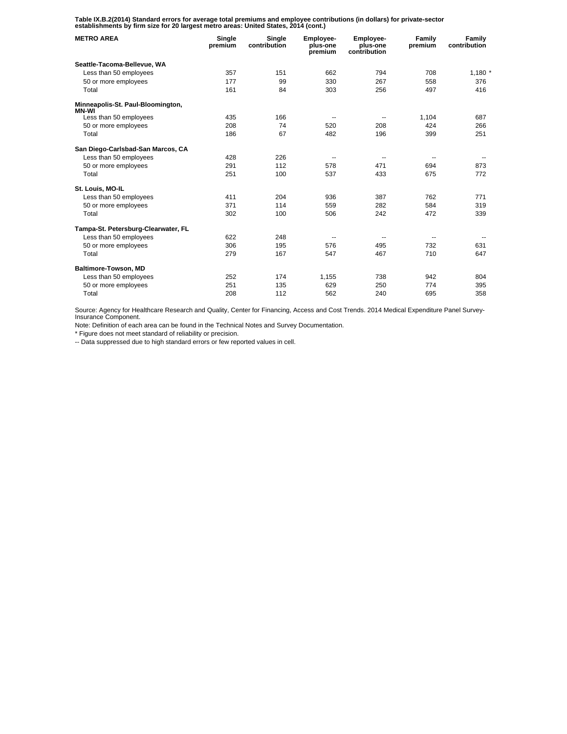**Table IX.B.2(2014) Standard errors for average total premiums and employee contributions (in dollars) for private-sector establishments by firm size for 20 largest metro areas: United States, 2014 (cont.)**

| METRO AREA | Single premium | Single contribution | Employee-plus-one premium | Employee-plus-one contribution | Family premium | Family contribution |
|---|---|---|---|---|---|---|
| **Seattle-Tacoma-Bellevue, WA** | | | | | | |
| Less than 50 employees | 357 | 151 | 662 | 794 | 708 | 1,180 * |
| 50 or more employees | 177 | 99 | 330 | 267 | 558 | 376 |
| Total | 161 | 84 | 303 | 256 | 497 | 416 |
| **Minneapolis-St. Paul-Bloomington, MN-WI** | | | | | | |
| Less than 50 employees | 435 | 166 | -- | -- | 1,104 | 687 |
| 50 or more employees | 208 | 74 | 520 | 208 | 424 | 266 |
| Total | 186 | 67 | 482 | 196 | 399 | 251 |
| **San Diego-Carlsbad-San Marcos, CA** | | | | | | |
| Less than 50 employees | 428 | 226 | -- | -- | -- | -- |
| 50 or more employees | 291 | 112 | 578 | 471 | 694 | 873 |
| Total | 251 | 100 | 537 | 433 | 675 | 772 |
| **St. Louis, MO-IL** | | | | | | |
| Less than 50 employees | 411 | 204 | 936 | 387 | 762 | 771 |
| 50 or more employees | 371 | 114 | 559 | 282 | 584 | 319 |
| Total | 302 | 100 | 506 | 242 | 472 | 339 |
| **Tampa-St. Petersburg-Clearwater, FL** | | | | | | |
| Less than 50 employees | 622 | 248 | -- | -- | -- | -- |
| 50 or more employees | 306 | 195 | 576 | 495 | 732 | 631 |
| Total | 279 | 167 | 547 | 467 | 710 | 647 |
| **Baltimore-Towson, MD** | | | | | | |
| Less than 50 employees | 252 | 174 | 1,155 | 738 | 942 | 804 |
| 50 or more employees | 251 | 135 | 629 | 250 | 774 | 395 |
| Total | 208 | 112 | 562 | 240 | 695 | 358 |

Source: Agency for Healthcare Research and Quality, Center for Financing, Access and Cost Trends. 2014 Medical Expenditure Panel Survey-Insurance Component.

Note: Definition of each area can be found in the Technical Notes and Survey Documentation.

* Figure does not meet standard of reliability or precision.

-- Data suppressed due to high standard errors or few reported values in cell.